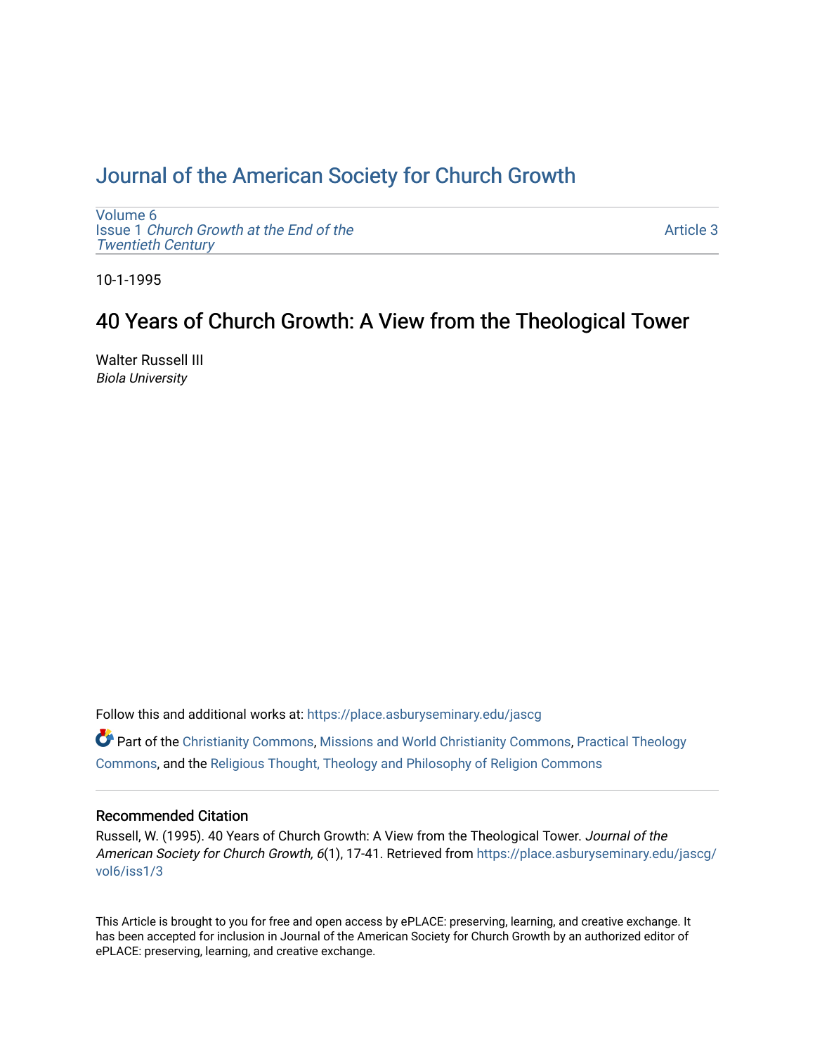# Journal of the American Society for Church Growth

Volume 6
Issue 1 *Church Growth at the End of the Twentieth Century*

Article 3

10-1-1995

## 40 Years of Church Growth: A View from the Theological Tower

Walter Russell III
*Biola University*

Follow this and additional works at: https://place.asburyseminary.edu/jascg

Part of the Christianity Commons, Missions and World Christianity Commons, Practical Theology Commons, and the Religious Thought, Theology and Philosophy of Religion Commons

### Recommended Citation

Russell, W. (1995). 40 Years of Church Growth: A View from the Theological Tower. *Journal of the American Society for Church Growth, 6*(1), 17-41. Retrieved from https://place.asburyseminary.edu/jascg/vol6/iss1/3

This Article is brought to you for free and open access by ePLACE: preserving, learning, and creative exchange. It has been accepted for inclusion in Journal of the American Society for Church Growth by an authorized editor of ePLACE: preserving, learning, and creative exchange.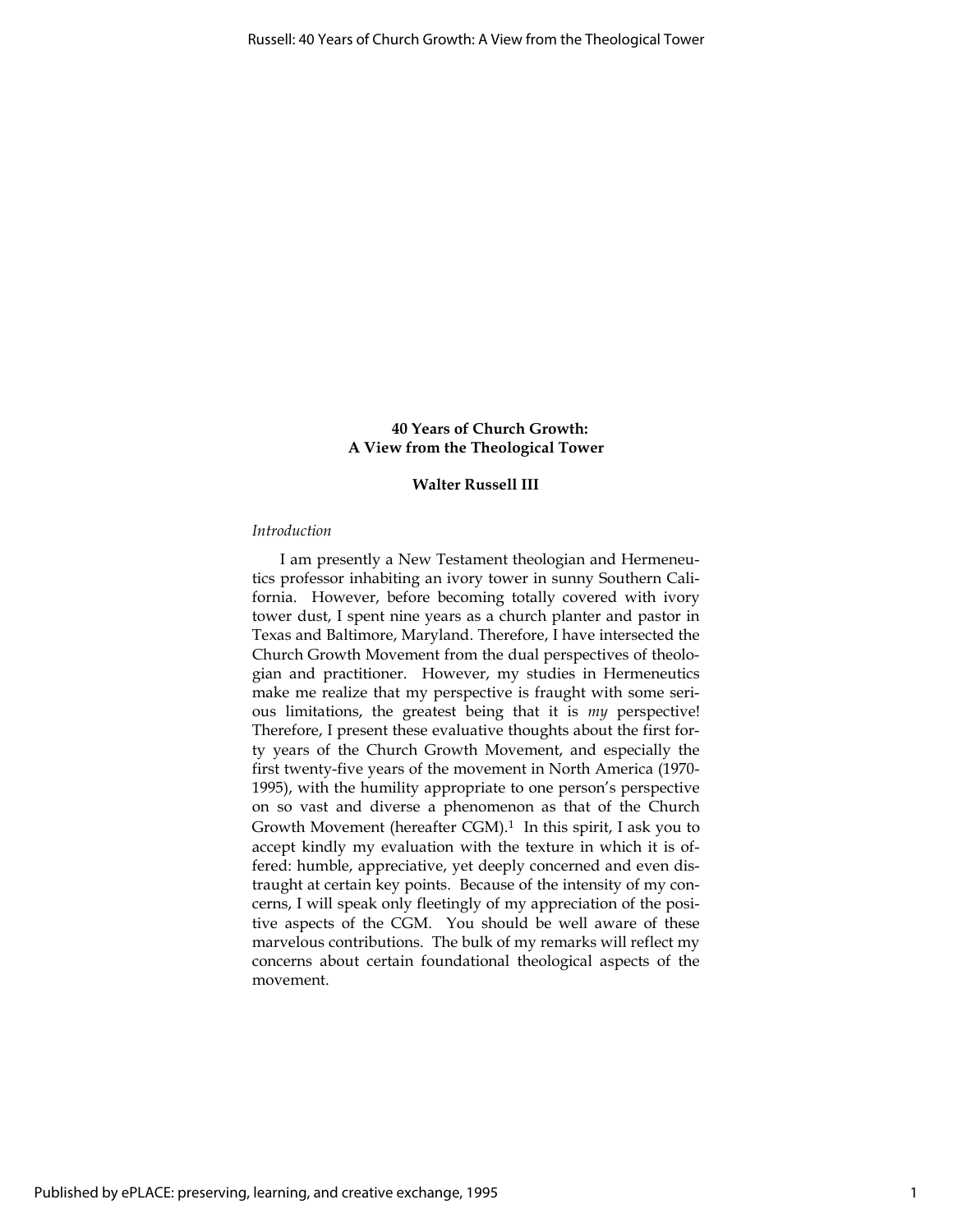# 40 Years of Church Growth: A View from the Theological Tower

**Walter Russell III**

*Introduction*

I am presently a New Testament theologian and Hermeneutics professor inhabiting an ivory tower in sunny Southern California. However, before becoming totally covered with ivory tower dust, I spent nine years as a church planter and pastor in Texas and Baltimore, Maryland. Therefore, I have intersected the Church Growth Movement from the dual perspectives of theologian and practitioner. However, my studies in Hermeneutics make me realize that my perspective is fraught with some serious limitations, the greatest being that it is *my* perspective! Therefore, I present these evaluative thoughts about the first forty years of the Church Growth Movement, and especially the first twenty-five years of the movement in North America (1970-1995), with the humility appropriate to one person's perspective on so vast and diverse a phenomenon as that of the Church Growth Movement (hereafter CGM).[1] In this spirit, I ask you to accept kindly my evaluation with the texture in which it is offered: humble, appreciative, yet deeply concerned and even distraught at certain key points. Because of the intensity of my concerns, I will speak only fleetingly of my appreciation of the positive aspects of the CGM. You should be well aware of these marvelous contributions. The bulk of my remarks will reflect my concerns about certain foundational theological aspects of the movement.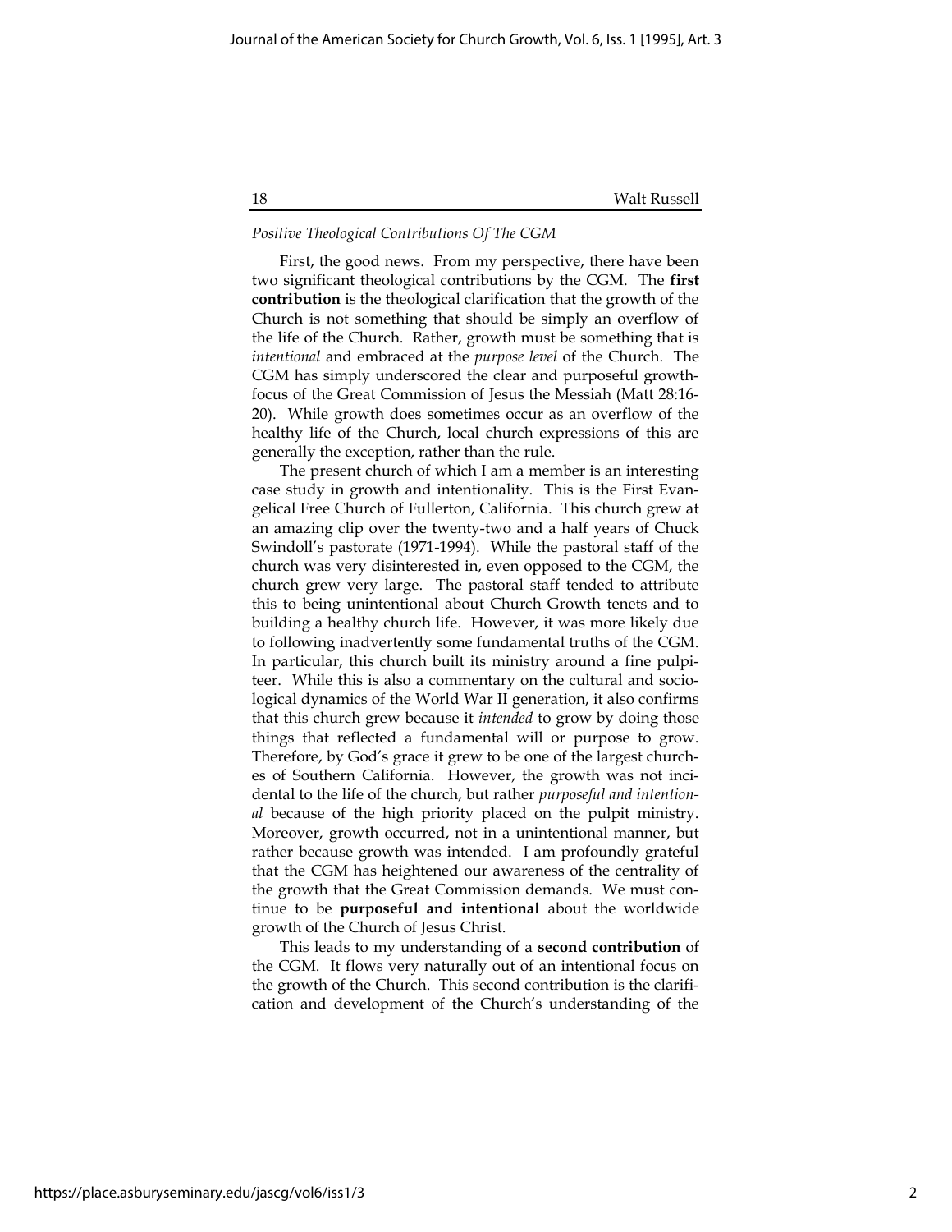*Positive Theological Contributions Of The CGM*

First, the good news. From my perspective, there have been two significant theological contributions by the CGM. The **first contribution** is the theological clarification that the growth of the Church is not something that should be simply an overflow of the life of the Church. Rather, growth must be something that is *intentional* and embraced at the *purpose level* of the Church. The CGM has simply underscored the clear and purposeful growth-focus of the Great Commission of Jesus the Messiah (Matt 28:16-20). While growth does sometimes occur as an overflow of the healthy life of the Church, local church expressions of this are generally the exception, rather than the rule.

The present church of which I am a member is an interesting case study in growth and intentionality. This is the First Evangelical Free Church of Fullerton, California. This church grew at an amazing clip over the twenty-two and a half years of Chuck Swindoll's pastorate (1971-1994). While the pastoral staff of the church was very disinterested in, even opposed to the CGM, the church grew very large. The pastoral staff tended to attribute this to being unintentional about Church Growth tenets and to building a healthy church life. However, it was more likely due to following inadvertently some fundamental truths of the CGM. In particular, this church built its ministry around a fine pulpiteer. While this is also a commentary on the cultural and sociological dynamics of the World War II generation, it also confirms that this church grew because it *intended* to grow by doing those things that reflected a fundamental will or purpose to grow. Therefore, by God's grace it grew to be one of the largest churches of Southern California. However, the growth was not incidental to the life of the church, but rather *purposeful and intentional* because of the high priority placed on the pulpit ministry. Moreover, growth occurred, not in a unintentional manner, but rather because growth was intended. I am profoundly grateful that the CGM has heightened our awareness of the centrality of the growth that the Great Commission demands. We must continue to be **purposeful and intentional** about the worldwide growth of the Church of Jesus Christ.

This leads to my understanding of a **second contribution** of the CGM. It flows very naturally out of an intentional focus on the growth of the Church. This second contribution is the clarification and development of the Church's understanding of the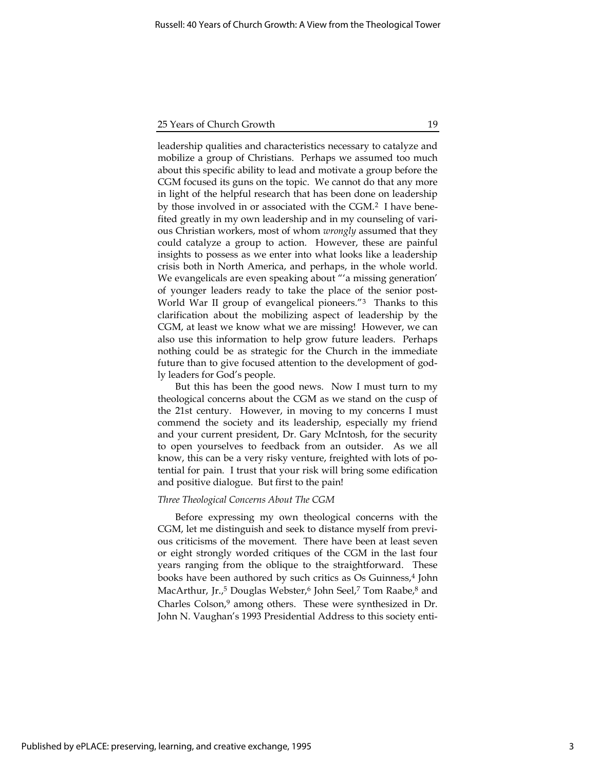leadership qualities and characteristics necessary to catalyze and mobilize a group of Christians. Perhaps we assumed too much about this specific ability to lead and motivate a group before the CGM focused its guns on the topic. We cannot do that any more in light of the helpful research that has been done on leadership by those involved in or associated with the CGM.[2] I have benefited greatly in my own leadership and in my counseling of various Christian workers, most of whom *wrongly* assumed that they could catalyze a group to action. However, these are painful insights to possess as we enter into what looks like a leadership crisis both in North America, and perhaps, in the whole world. We evangelicals are even speaking about "'a missing generation' of younger leaders ready to take the place of the senior post-World War II group of evangelical pioneers."[3] Thanks to this clarification about the mobilizing aspect of leadership by the CGM, at least we know what we are missing! However, we can also use this information to help grow future leaders. Perhaps nothing could be as strategic for the Church in the immediate future than to give focused attention to the development of godly leaders for God's people.

But this has been the good news. Now I must turn to my theological concerns about the CGM as we stand on the cusp of the 21st century. However, in moving to my concerns I must commend the society and its leadership, especially my friend and your current president, Dr. Gary McIntosh, for the security to open yourselves to feedback from an outsider. As we all know, this can be a very risky venture, freighted with lots of potential for pain. I trust that your risk will bring some edification and positive dialogue. But first to the pain!

### *Three Theological Concerns About The CGM*

Before expressing my own theological concerns with the CGM, let me distinguish and seek to distance myself from previous criticisms of the movement. There have been at least seven or eight strongly worded critiques of the CGM in the last four years ranging from the oblique to the straightforward. These books have been authored by such critics as Os Guinness,[4] John MacArthur, Jr.,[5] Douglas Webster,[6] John Seel,[7] Tom Raabe,[8] and Charles Colson,[9] among others. These were synthesized in Dr. John N. Vaughan's 1993 Presidential Address to this society enti-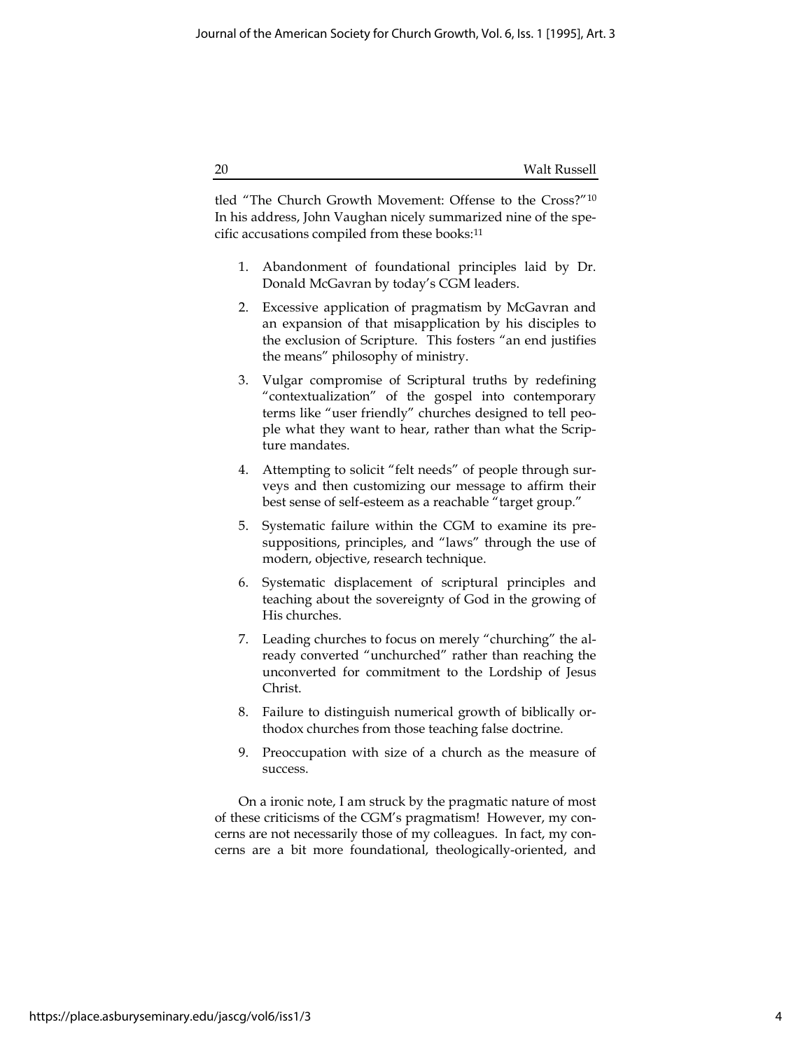tled "The Church Growth Movement: Offense to the Cross?"[10] In his address, John Vaughan nicely summarized nine of the specific accusations compiled from these books:[11]

1. Abandonment of foundational principles laid by Dr. Donald McGavran by today's CGM leaders.
2. Excessive application of pragmatism by McGavran and an expansion of that misapplication by his disciples to the exclusion of Scripture. This fosters "an end justifies the means" philosophy of ministry.
3. Vulgar compromise of Scriptural truths by redefining "contextualization" of the gospel into contemporary terms like "user friendly" churches designed to tell people what they want to hear, rather than what the Scripture mandates.
4. Attempting to solicit "felt needs" of people through surveys and then customizing our message to affirm their best sense of self-esteem as a reachable "target group."
5. Systematic failure within the CGM to examine its presuppositions, principles, and "laws" through the use of modern, objective, research technique.
6. Systematic displacement of scriptural principles and teaching about the sovereignty of God in the growing of His churches.
7. Leading churches to focus on merely "churching" the already converted "unchurched" rather than reaching the unconverted for commitment to the Lordship of Jesus Christ.
8. Failure to distinguish numerical growth of biblically orthodox churches from those teaching false doctrine.
9. Preoccupation with size of a church as the measure of success.

On a ironic note, I am struck by the pragmatic nature of most of these criticisms of the CGM's pragmatism! However, my concerns are not necessarily those of my colleagues. In fact, my concerns are a bit more foundational, theologically-oriented, and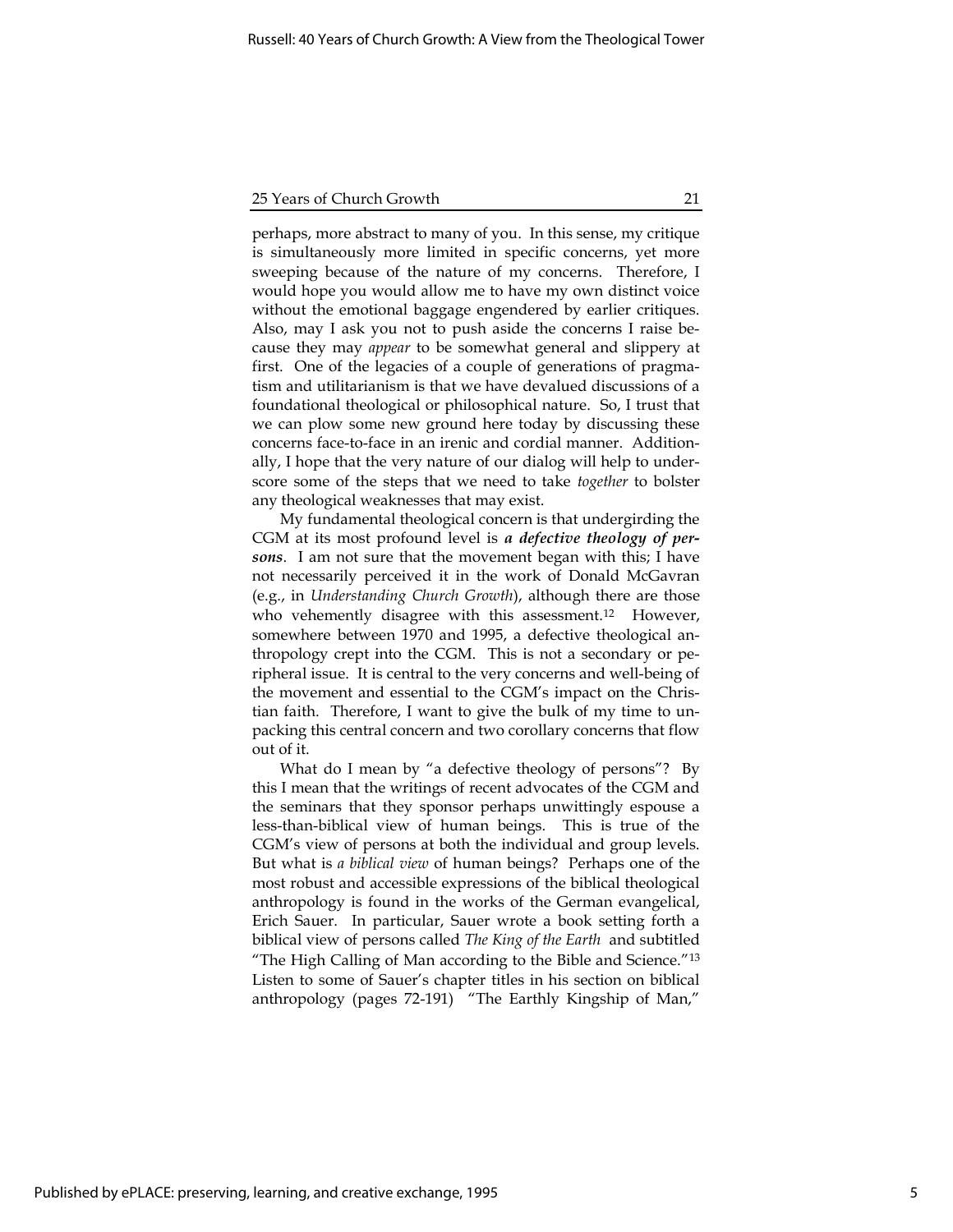perhaps, more abstract to many of you. In this sense, my critique is simultaneously more limited in specific concerns, yet more sweeping because of the nature of my concerns. Therefore, I would hope you would allow me to have my own distinct voice without the emotional baggage engendered by earlier critiques. Also, may I ask you not to push aside the concerns I raise because they may *appear* to be somewhat general and slippery at first. One of the legacies of a couple of generations of pragmatism and utilitarianism is that we have devalued discussions of a foundational theological or philosophical nature. So, I trust that we can plow some new ground here today by discussing these concerns face-to-face in an irenic and cordial manner. Additionally, I hope that the very nature of our dialog will help to underscore some of the steps that we need to take *together* to bolster any theological weaknesses that may exist.

My fundamental theological concern is that undergirding the CGM at its most profound level is ***a defective theology of persons***. I am not sure that the movement began with this; I have not necessarily perceived it in the work of Donald McGavran (e.g., in *Understanding Church Growth*), although there are those who vehemently disagree with this assessment.[12] However, somewhere between 1970 and 1995, a defective theological anthropology crept into the CGM. This is not a secondary or peripheral issue. It is central to the very concerns and well-being of the movement and essential to the CGM's impact on the Christian faith. Therefore, I want to give the bulk of my time to unpacking this central concern and two corollary concerns that flow out of it.

What do I mean by "a defective theology of persons"? By this I mean that the writings of recent advocates of the CGM and the seminars that they sponsor perhaps unwittingly espouse a less-than-biblical view of human beings. This is true of the CGM's view of persons at both the individual and group levels. But what is *a biblical view* of human beings? Perhaps one of the most robust and accessible expressions of the biblical theological anthropology is found in the works of the German evangelical, Erich Sauer. In particular, Sauer wrote a book setting forth a biblical view of persons called *The King of the Earth* and subtitled "The High Calling of Man according to the Bible and Science."[13] Listen to some of Sauer's chapter titles in his section on biblical anthropology (pages 72-191) "The Earthly Kingship of Man,"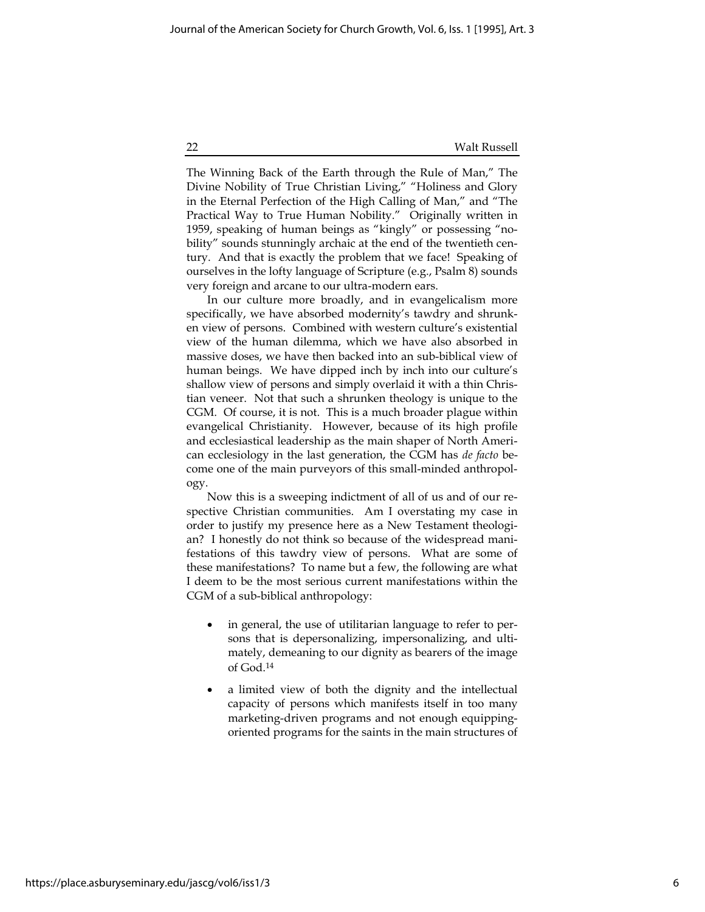The Winning Back of the Earth through the Rule of Man," The Divine Nobility of True Christian Living," "Holiness and Glory in the Eternal Perfection of the High Calling of Man," and "The Practical Way to True Human Nobility." Originally written in 1959, speaking of human beings as "kingly" or possessing "nobility" sounds stunningly archaic at the end of the twentieth century. And that is exactly the problem that we face! Speaking of ourselves in the lofty language of Scripture (e.g., Psalm 8) sounds very foreign and arcane to our ultra-modern ears.

In our culture more broadly, and in evangelicalism more specifically, we have absorbed modernity's tawdry and shrunken view of persons. Combined with western culture's existential view of the human dilemma, which we have also absorbed in massive doses, we have then backed into an sub-biblical view of human beings. We have dipped inch by inch into our culture's shallow view of persons and simply overlaid it with a thin Christian veneer. Not that such a shrunken theology is unique to the CGM. Of course, it is not. This is a much broader plague within evangelical Christianity. However, because of its high profile and ecclesiastical leadership as the main shaper of North American ecclesiology in the last generation, the CGM has *de facto* become one of the main purveyors of this small-minded anthropology.

Now this is a sweeping indictment of all of us and of our respective Christian communities. Am I overstating my case in order to justify my presence here as a New Testament theologian? I honestly do not think so because of the widespread manifestations of this tawdry view of persons. What are some of these manifestations? To name but a few, the following are what I deem to be the most serious current manifestations within the CGM of a sub-biblical anthropology:

- in general, the use of utilitarian language to refer to persons that is depersonalizing, impersonalizing, and ultimately, demeaning to our dignity as bearers of the image of God.[14]
- a limited view of both the dignity and the intellectual capacity of persons which manifests itself in too many marketing-driven programs and not enough equipping-oriented programs for the saints in the main structures of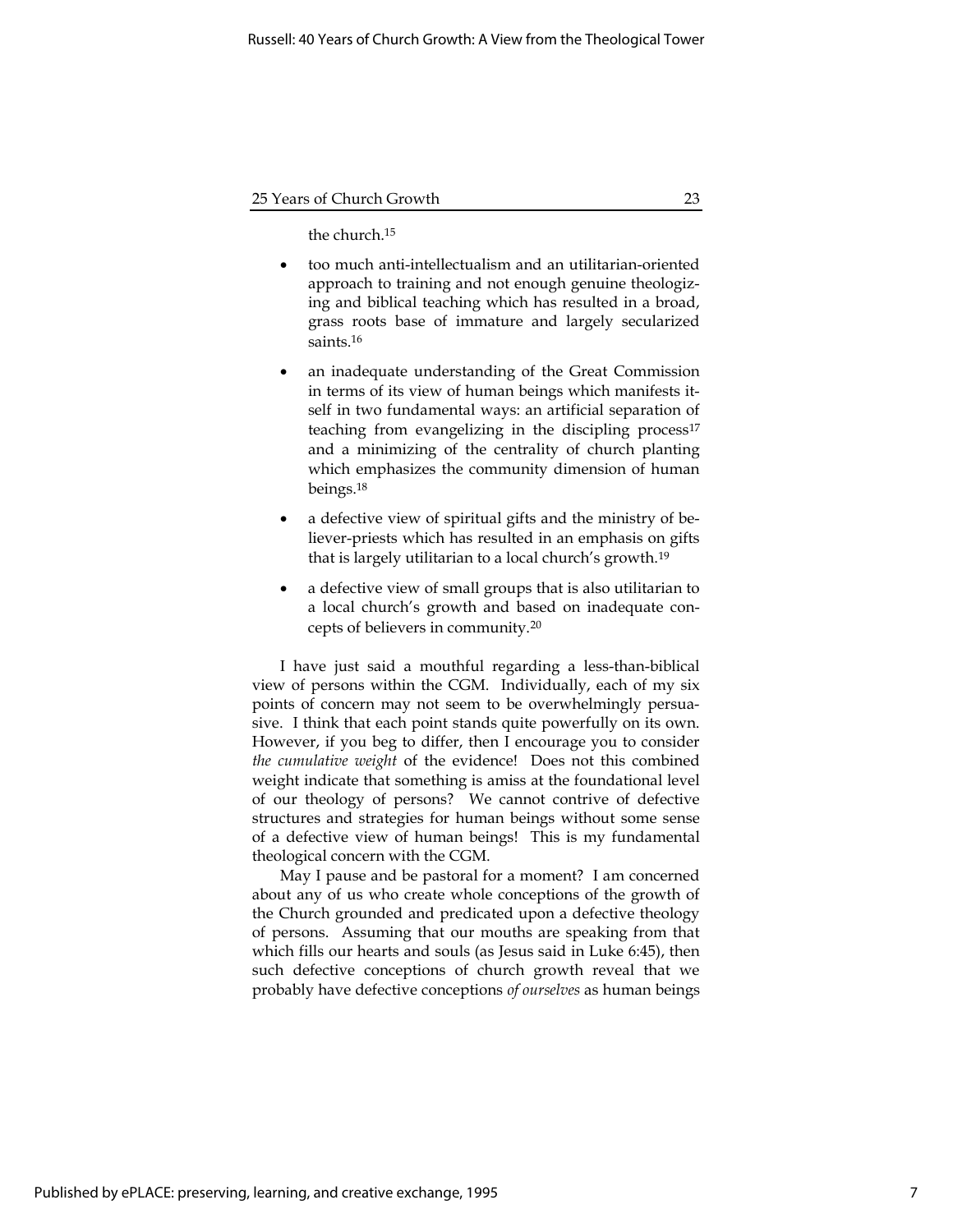the church.[15]

- too much anti-intellectualism and an utilitarian-oriented approach to training and not enough genuine theologizing and biblical teaching which has resulted in a broad, grass roots base of immature and largely secularized saints.[16]

- an inadequate understanding of the Great Commission in terms of its view of human beings which manifests itself in two fundamental ways: an artificial separation of teaching from evangelizing in the discipling process[17] and a minimizing of the centrality of church planting which emphasizes the community dimension of human beings.[18]

- a defective view of spiritual gifts and the ministry of believer-priests which has resulted in an emphasis on gifts that is largely utilitarian to a local church's growth.[19]

- a defective view of small groups that is also utilitarian to a local church's growth and based on inadequate concepts of believers in community.[20]

I have just said a mouthful regarding a less-than-biblical view of persons within the CGM. Individually, each of my six points of concern may not seem to be overwhelmingly persuasive. I think that each point stands quite powerfully on its own. However, if you beg to differ, then I encourage you to consider *the cumulative weight* of the evidence! Does not this combined weight indicate that something is amiss at the foundational level of our theology of persons? We cannot contrive of defective structures and strategies for human beings without some sense of a defective view of human beings! This is my fundamental theological concern with the CGM.

May I pause and be pastoral for a moment? I am concerned about any of us who create whole conceptions of the growth of the Church grounded and predicated upon a defective theology of persons. Assuming that our mouths are speaking from that which fills our hearts and souls (as Jesus said in Luke 6:45), then such defective conceptions of church growth reveal that we probably have defective conceptions *of ourselves* as human beings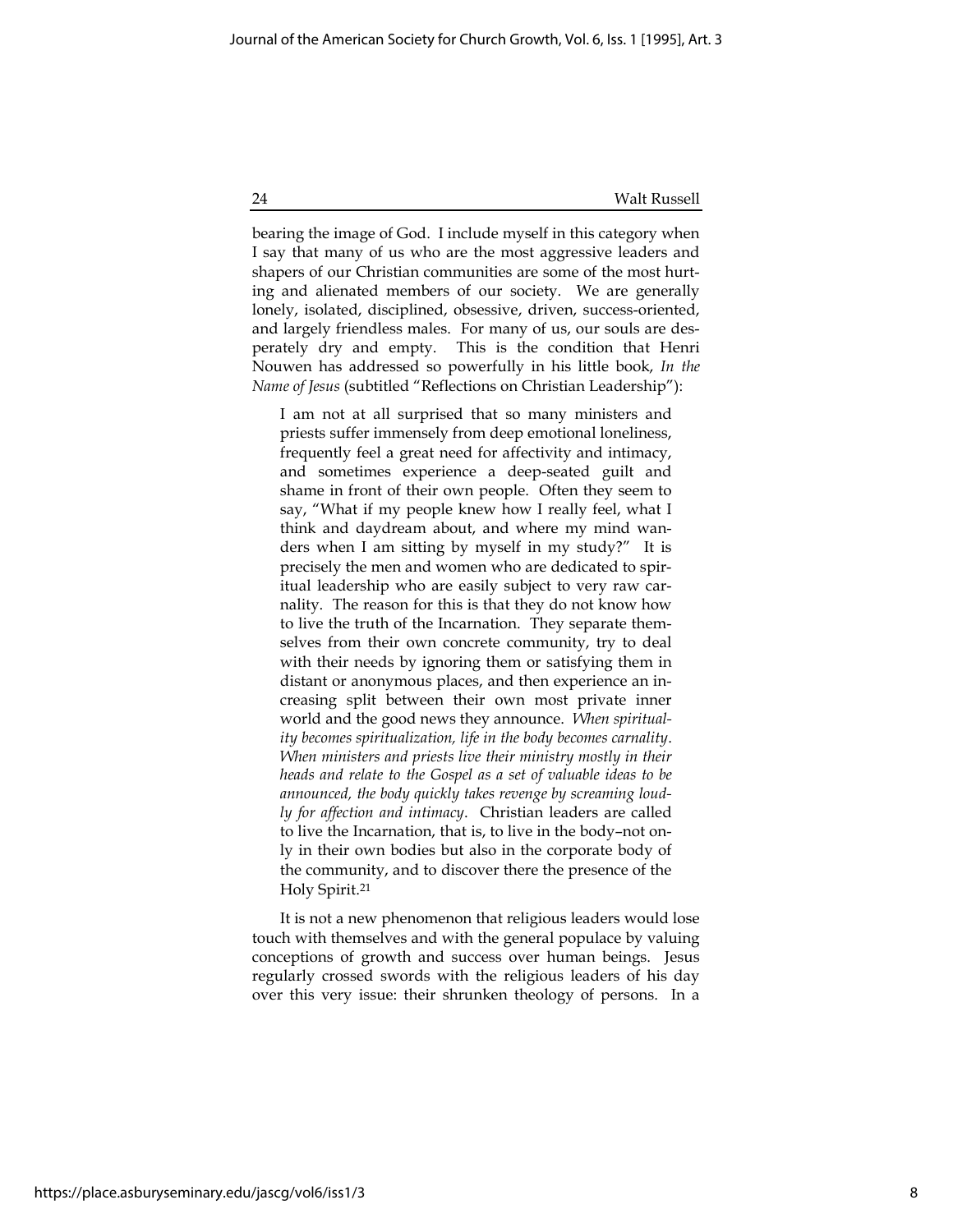bearing the image of God. I include myself in this category when I say that many of us who are the most aggressive leaders and shapers of our Christian communities are some of the most hurting and alienated members of our society. We are generally lonely, isolated, disciplined, obsessive, driven, success-oriented, and largely friendless males. For many of us, our souls are desperately dry and empty. This is the condition that Henri Nouwen has addressed so powerfully in his little book, *In the Name of Jesus* (subtitled "Reflections on Christian Leadership"):

> I am not at all surprised that so many ministers and priests suffer immensely from deep emotional loneliness, frequently feel a great need for affectivity and intimacy, and sometimes experience a deep-seated guilt and shame in front of their own people. Often they seem to say, "What if my people knew how I really feel, what I think and daydream about, and where my mind wanders when I am sitting by myself in my study?" It is precisely the men and women who are dedicated to spiritual leadership who are easily subject to very raw carnality. The reason for this is that they do not know how to live the truth of the Incarnation. They separate themselves from their own concrete community, try to deal with their needs by ignoring them or satisfying them in distant or anonymous places, and then experience an increasing split between their own most private inner world and the good news they announce. *When spirituality becomes spiritualization, life in the body becomes carnality. When ministers and priests live their ministry mostly in their heads and relate to the Gospel as a set of valuable ideas to be announced, the body quickly takes revenge by screaming loudly for affection and intimacy.* Christian leaders are called to live the Incarnation, that is, to live in the body–not only in their own bodies but also in the corporate body of the community, and to discover there the presence of the Holy Spirit.[21]

It is not a new phenomenon that religious leaders would lose touch with themselves and with the general populace by valuing conceptions of growth and success over human beings. Jesus regularly crossed swords with the religious leaders of his day over this very issue: their shrunken theology of persons. In a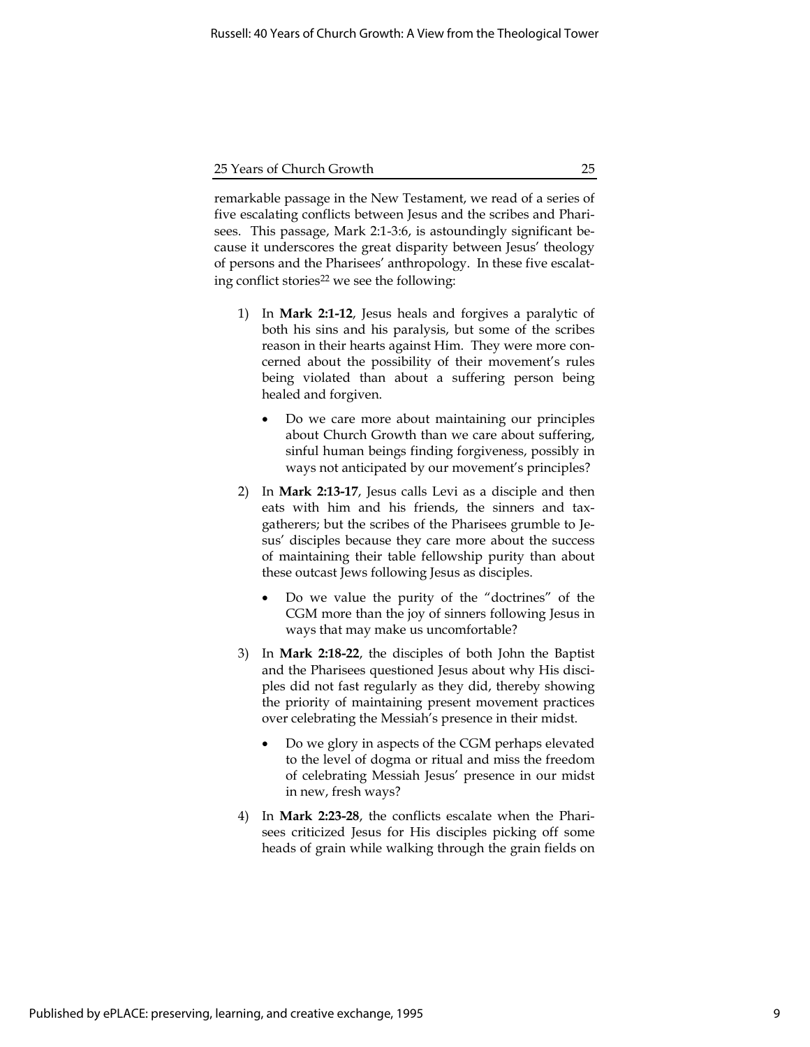remarkable passage in the New Testament, we read of a series of five escalating conflicts between Jesus and the scribes and Pharisees. This passage, Mark 2:1-3:6, is astoundingly significant because it underscores the great disparity between Jesus' theology of persons and the Pharisees' anthropology. In these five escalating conflict stories[22] we see the following:

1) In **Mark 2:1-12**, Jesus heals and forgives a paralytic of both his sins and his paralysis, but some of the scribes reason in their hearts against Him. They were more concerned about the possibility of their movement's rules being violated than about a suffering person being healed and forgiven.

    - Do we care more about maintaining our principles about Church Growth than we care about suffering, sinful human beings finding forgiveness, possibly in ways not anticipated by our movement's principles?

2) In **Mark 2:13-17**, Jesus calls Levi as a disciple and then eats with him and his friends, the sinners and tax-gatherers; but the scribes of the Pharisees grumble to Jesus' disciples because they care more about the success of maintaining their table fellowship purity than about these outcast Jews following Jesus as disciples.

    - Do we value the purity of the "doctrines" of the CGM more than the joy of sinners following Jesus in ways that may make us uncomfortable?

3) In **Mark 2:18-22**, the disciples of both John the Baptist and the Pharisees questioned Jesus about why His disciples did not fast regularly as they did, thereby showing the priority of maintaining present movement practices over celebrating the Messiah's presence in their midst.

    - Do we glory in aspects of the CGM perhaps elevated to the level of dogma or ritual and miss the freedom of celebrating Messiah Jesus' presence in our midst in new, fresh ways?

4) In **Mark 2:23-28**, the conflicts escalate when the Pharisees criticized Jesus for His disciples picking off some heads of grain while walking through the grain fields on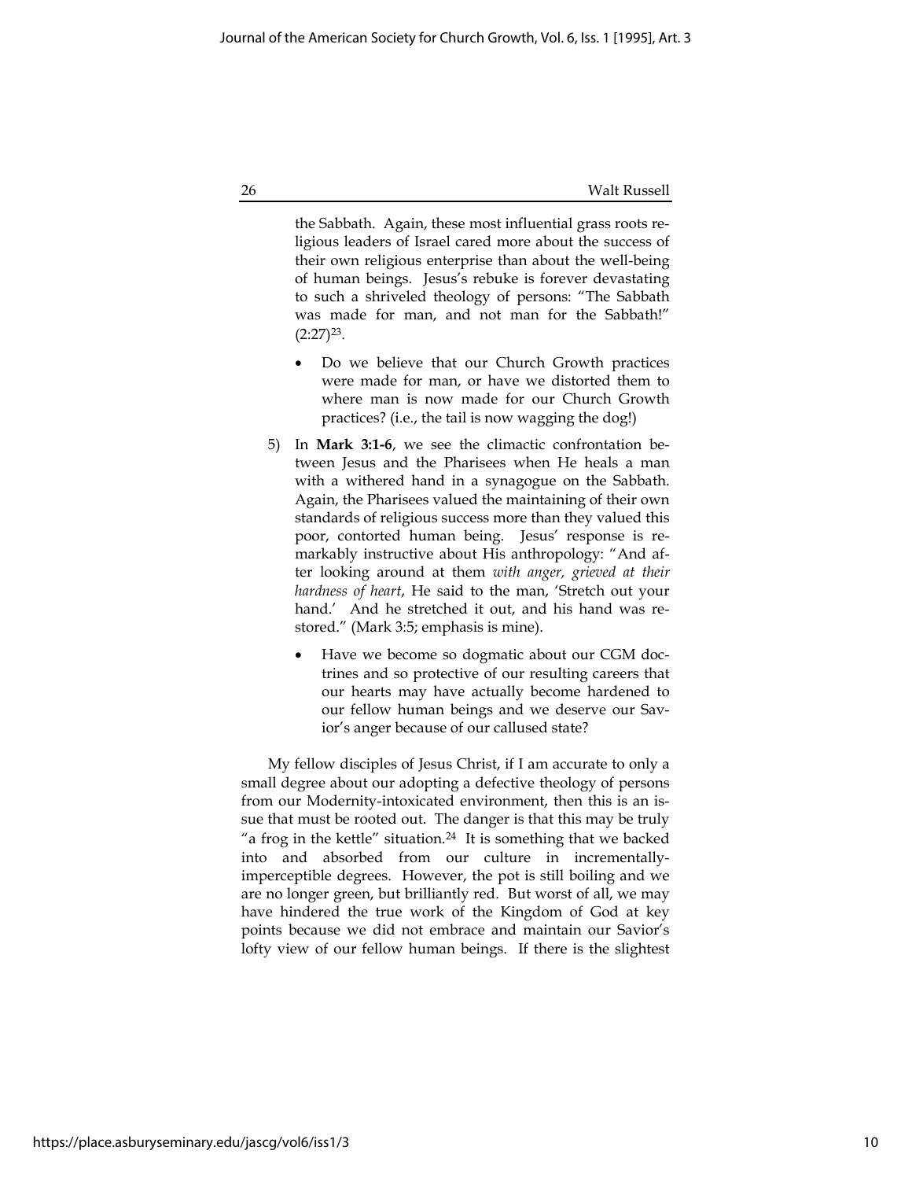the Sabbath. Again, these most influential grass roots religious leaders of Israel cared more about the success of their own religious enterprise than about the well-being of human beings. Jesus's rebuke is forever devastating to such a shriveled theology of persons: "The Sabbath was made for man, and not man for the Sabbath!" (2:27)[23].

- Do we believe that our Church Growth practices were made for man, or have we distorted them to where man is now made for our Church Growth practices? (i.e., the tail is now wagging the dog!)

5) In **Mark 3:1-6**, we see the climactic confrontation between Jesus and the Pharisees when He heals a man with a withered hand in a synagogue on the Sabbath. Again, the Pharisees valued the maintaining of their own standards of religious success more than they valued this poor, contorted human being. Jesus' response is remarkably instructive about His anthropology: "And after looking around at them *with anger, grieved at their hardness of heart*, He said to the man, 'Stretch out your hand.' And he stretched it out, and his hand was restored." (Mark 3:5; emphasis is mine).

   - Have we become so dogmatic about our CGM doctrines and so protective of our resulting careers that our hearts may have actually become hardened to our fellow human beings and we deserve our Savior's anger because of our callused state?

My fellow disciples of Jesus Christ, if I am accurate to only a small degree about our adopting a defective theology of persons from our Modernity-intoxicated environment, then this is an issue that must be rooted out. The danger is that this may be truly "a frog in the kettle" situation.[24] It is something that we backed into and absorbed from our culture in incrementally-imperceptible degrees. However, the pot is still boiling and we are no longer green, but brilliantly red. But worst of all, we may have hindered the true work of the Kingdom of God at key points because we did not embrace and maintain our Savior's lofty view of our fellow human beings. If there is the slightest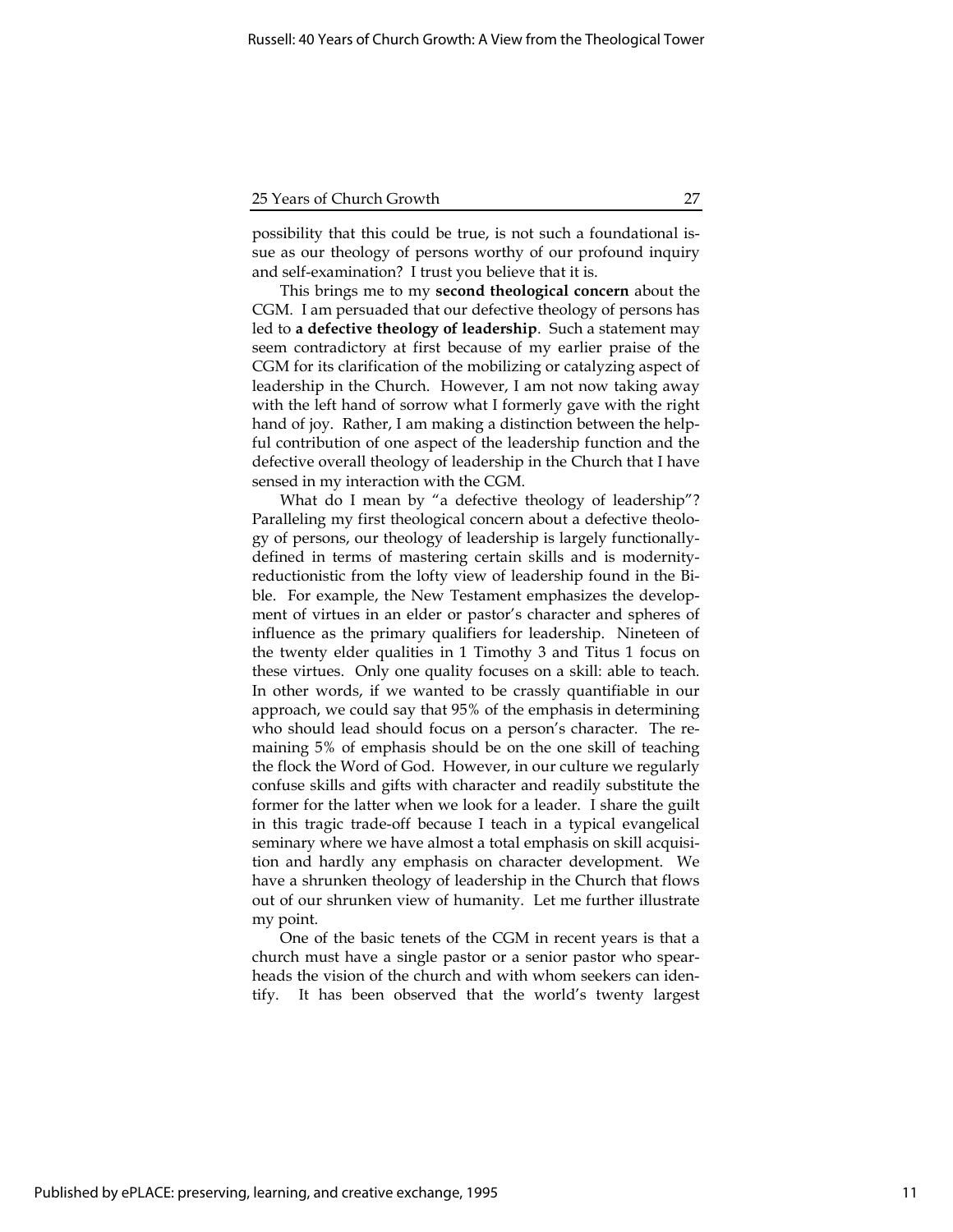possibility that this could be true, is not such a foundational issue as our theology of persons worthy of our profound inquiry and self-examination? I trust you believe that it is.

This brings me to my **second theological concern** about the CGM. I am persuaded that our defective theology of persons has led to **a defective theology of leadership**. Such a statement may seem contradictory at first because of my earlier praise of the CGM for its clarification of the mobilizing or catalyzing aspect of leadership in the Church. However, I am not now taking away with the left hand of sorrow what I formerly gave with the right hand of joy. Rather, I am making a distinction between the helpful contribution of one aspect of the leadership function and the defective overall theology of leadership in the Church that I have sensed in my interaction with the CGM.

What do I mean by "a defective theology of leadership"? Paralleling my first theological concern about a defective theology of persons, our theology of leadership is largely functionally-defined in terms of mastering certain skills and is modernity-reductionistic from the lofty view of leadership found in the Bible. For example, the New Testament emphasizes the development of virtues in an elder or pastor's character and spheres of influence as the primary qualifiers for leadership. Nineteen of the twenty elder qualities in 1 Timothy 3 and Titus 1 focus on these virtues. Only one quality focuses on a skill: able to teach. In other words, if we wanted to be crassly quantifiable in our approach, we could say that 95% of the emphasis in determining who should lead should focus on a person's character. The remaining 5% of emphasis should be on the one skill of teaching the flock the Word of God. However, in our culture we regularly confuse skills and gifts with character and readily substitute the former for the latter when we look for a leader. I share the guilt in this tragic trade-off because I teach in a typical evangelical seminary where we have almost a total emphasis on skill acquisition and hardly any emphasis on character development. We have a shrunken theology of leadership in the Church that flows out of our shrunken view of humanity. Let me further illustrate my point.

One of the basic tenets of the CGM in recent years is that a church must have a single pastor or a senior pastor who spearheads the vision of the church and with whom seekers can identify. It has been observed that the world's twenty largest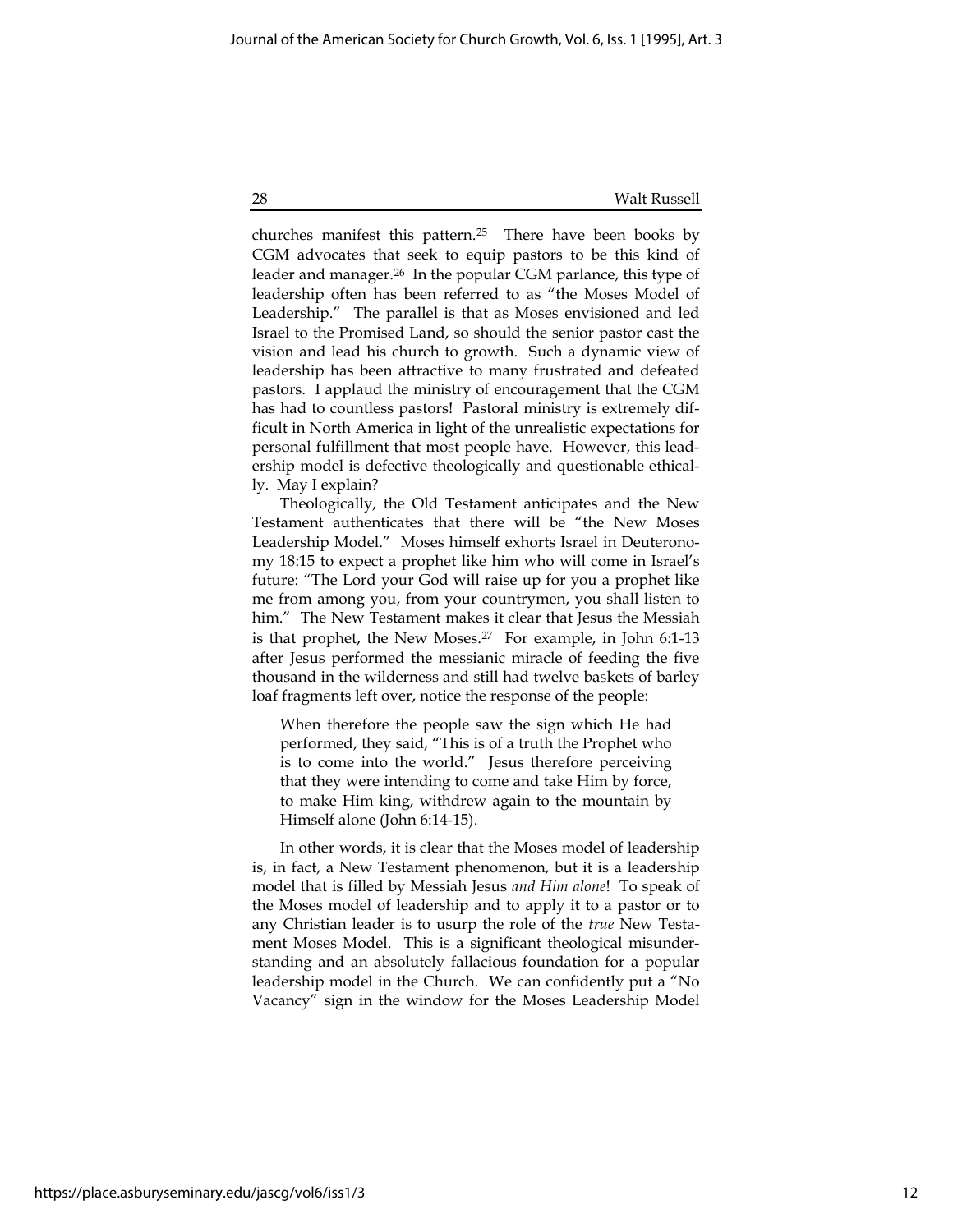churches manifest this pattern.[25] There have been books by CGM advocates that seek to equip pastors to be this kind of leader and manager.[26] In the popular CGM parlance, this type of leadership often has been referred to as "the Moses Model of Leadership." The parallel is that as Moses envisioned and led Israel to the Promised Land, so should the senior pastor cast the vision and lead his church to growth. Such a dynamic view of leadership has been attractive to many frustrated and defeated pastors. I applaud the ministry of encouragement that the CGM has had to countless pastors! Pastoral ministry is extremely difficult in North America in light of the unrealistic expectations for personal fulfillment that most people have. However, this leadership model is defective theologically and questionable ethically. May I explain?

Theologically, the Old Testament anticipates and the New Testament authenticates that there will be "the New Moses Leadership Model." Moses himself exhorts Israel in Deuteronomy 18:15 to expect a prophet like him who will come in Israel's future: "The Lord your God will raise up for you a prophet like me from among you, from your countrymen, you shall listen to him." The New Testament makes it clear that Jesus the Messiah is that prophet, the New Moses.[27] For example, in John 6:1-13 after Jesus performed the messianic miracle of feeding the five thousand in the wilderness and still had twelve baskets of barley loaf fragments left over, notice the response of the people:

> When therefore the people saw the sign which He had performed, they said, "This is of a truth the Prophet who is to come into the world." Jesus therefore perceiving that they were intending to come and take Him by force, to make Him king, withdrew again to the mountain by Himself alone (John 6:14-15).

In other words, it is clear that the Moses model of leadership is, in fact, a New Testament phenomenon, but it is a leadership model that is filled by Messiah Jesus *and Him alone*! To speak of the Moses model of leadership and to apply it to a pastor or to any Christian leader is to usurp the role of the *true* New Testament Moses Model. This is a significant theological misunderstanding and an absolutely fallacious foundation for a popular leadership model in the Church. We can confidently put a "No Vacancy" sign in the window for the Moses Leadership Model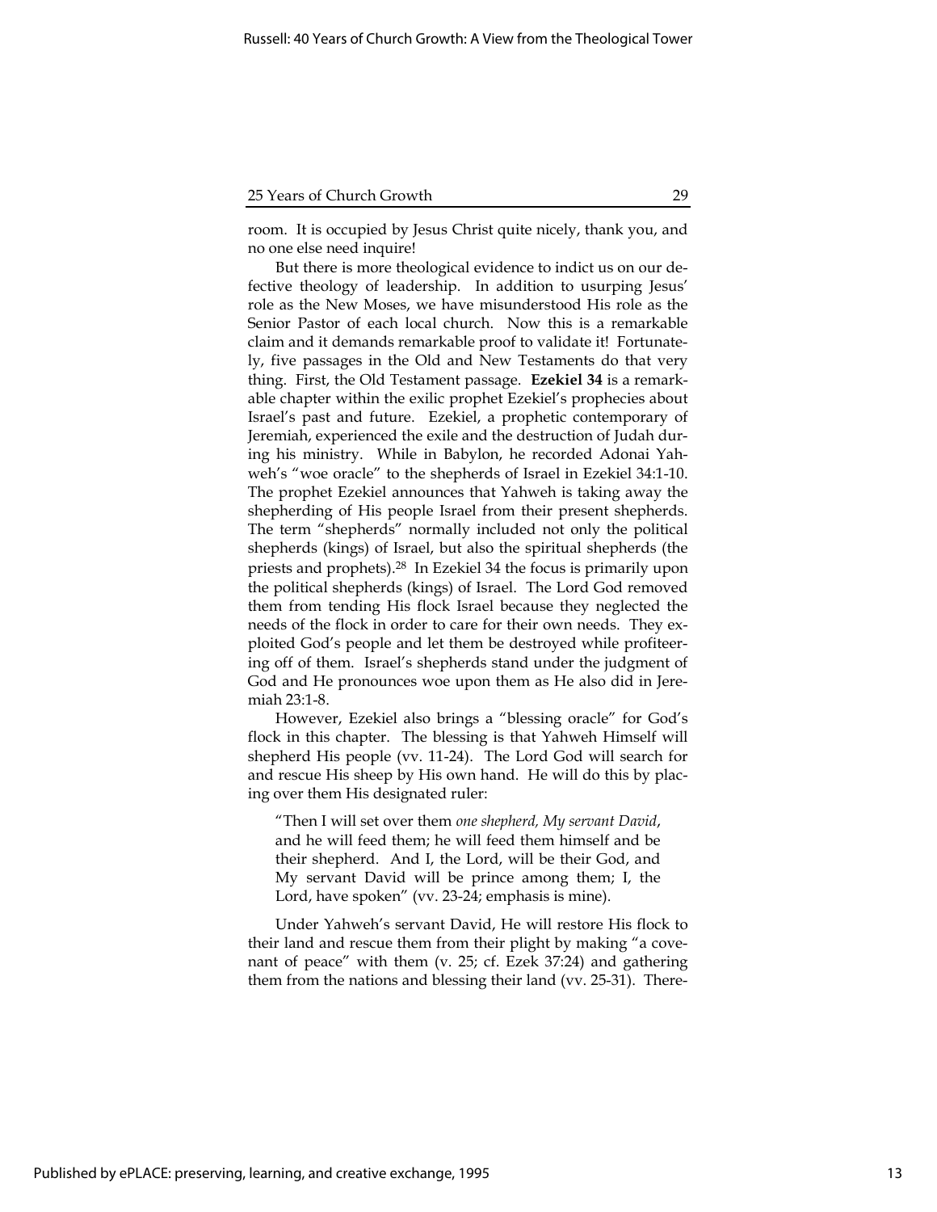room. It is occupied by Jesus Christ quite nicely, thank you, and no one else need inquire!

But there is more theological evidence to indict us on our defective theology of leadership. In addition to usurping Jesus' role as the New Moses, we have misunderstood His role as the Senior Pastor of each local church. Now this is a remarkable claim and it demands remarkable proof to validate it! Fortunately, five passages in the Old and New Testaments do that very thing. First, the Old Testament passage. **Ezekiel 34** is a remarkable chapter within the exilic prophet Ezekiel's prophecies about Israel's past and future. Ezekiel, a prophetic contemporary of Jeremiah, experienced the exile and the destruction of Judah during his ministry. While in Babylon, he recorded Adonai Yahweh's "woe oracle" to the shepherds of Israel in Ezekiel 34:1-10. The prophet Ezekiel announces that Yahweh is taking away the shepherding of His people Israel from their present shepherds. The term "shepherds" normally included not only the political shepherds (kings) of Israel, but also the spiritual shepherds (the priests and prophets).[28] In Ezekiel 34 the focus is primarily upon the political shepherds (kings) of Israel. The Lord God removed them from tending His flock Israel because they neglected the needs of the flock in order to care for their own needs. They exploited God's people and let them be destroyed while profiteering off of them. Israel's shepherds stand under the judgment of God and He pronounces woe upon them as He also did in Jeremiah 23:1-8.

However, Ezekiel also brings a "blessing oracle" for God's flock in this chapter. The blessing is that Yahweh Himself will shepherd His people (vv. 11-24). The Lord God will search for and rescue His sheep by His own hand. He will do this by placing over them His designated ruler:

> "Then I will set over them *one shepherd, My servant David*, and he will feed them; he will feed them himself and be their shepherd. And I, the Lord, will be their God, and My servant David will be prince among them; I, the Lord, have spoken" (vv. 23-24; emphasis is mine).

Under Yahweh's servant David, He will restore His flock to their land and rescue them from their plight by making "a covenant of peace" with them (v. 25; cf. Ezek 37:24) and gathering them from the nations and blessing their land (vv. 25-31). There-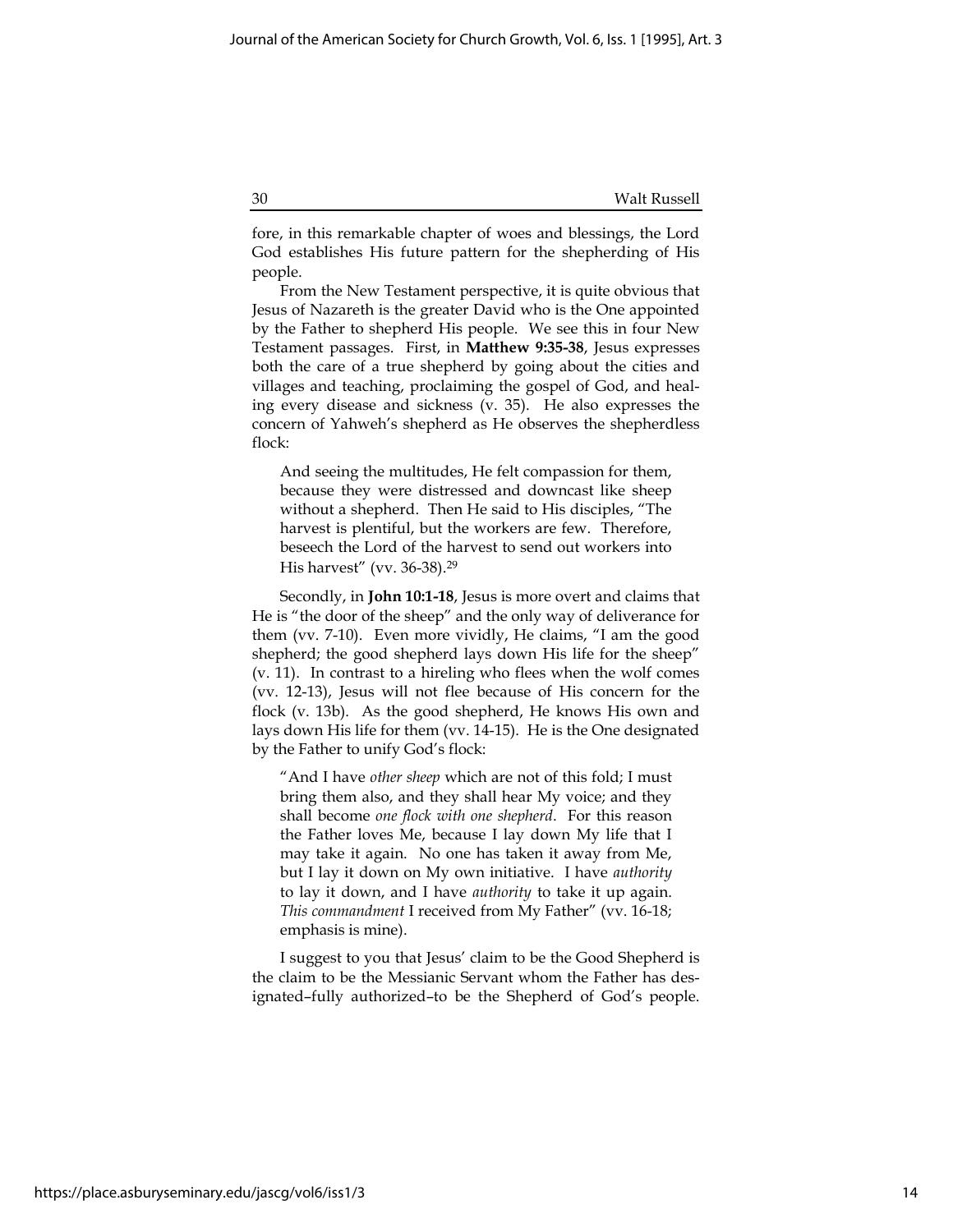fore, in this remarkable chapter of woes and blessings, the Lord God establishes His future pattern for the shepherding of His people.

From the New Testament perspective, it is quite obvious that Jesus of Nazareth is the greater David who is the One appointed by the Father to shepherd His people. We see this in four New Testament passages. First, in **Matthew 9:35-38**, Jesus expresses both the care of a true shepherd by going about the cities and villages and teaching, proclaiming the gospel of God, and healing every disease and sickness (v. 35). He also expresses the concern of Yahweh's shepherd as He observes the shepherdless flock:

> And seeing the multitudes, He felt compassion for them, because they were distressed and downcast like sheep without a shepherd. Then He said to His disciples, "The harvest is plentiful, but the workers are few. Therefore, beseech the Lord of the harvest to send out workers into His harvest" (vv. 36-38).[29]

Secondly, in **John 10:1-18**, Jesus is more overt and claims that He is "the door of the sheep" and the only way of deliverance for them (vv. 7-10). Even more vividly, He claims, "I am the good shepherd; the good shepherd lays down His life for the sheep" (v. 11). In contrast to a hireling who flees when the wolf comes (vv. 12-13), Jesus will not flee because of His concern for the flock (v. 13b). As the good shepherd, He knows His own and lays down His life for them (vv. 14-15). He is the One designated by the Father to unify God's flock:

> "And I have *other sheep* which are not of this fold; I must bring them also, and they shall hear My voice; and they shall become *one flock with one shepherd*. For this reason the Father loves Me, because I lay down My life that I may take it again. No one has taken it away from Me, but I lay it down on My own initiative. I have *authority* to lay it down, and I have *authority* to take it up again. *This commandment* I received from My Father" (vv. 16-18; emphasis is mine).

I suggest to you that Jesus' claim to be the Good Shepherd is the claim to be the Messianic Servant whom the Father has designated–fully authorized–to be the Shepherd of God's people.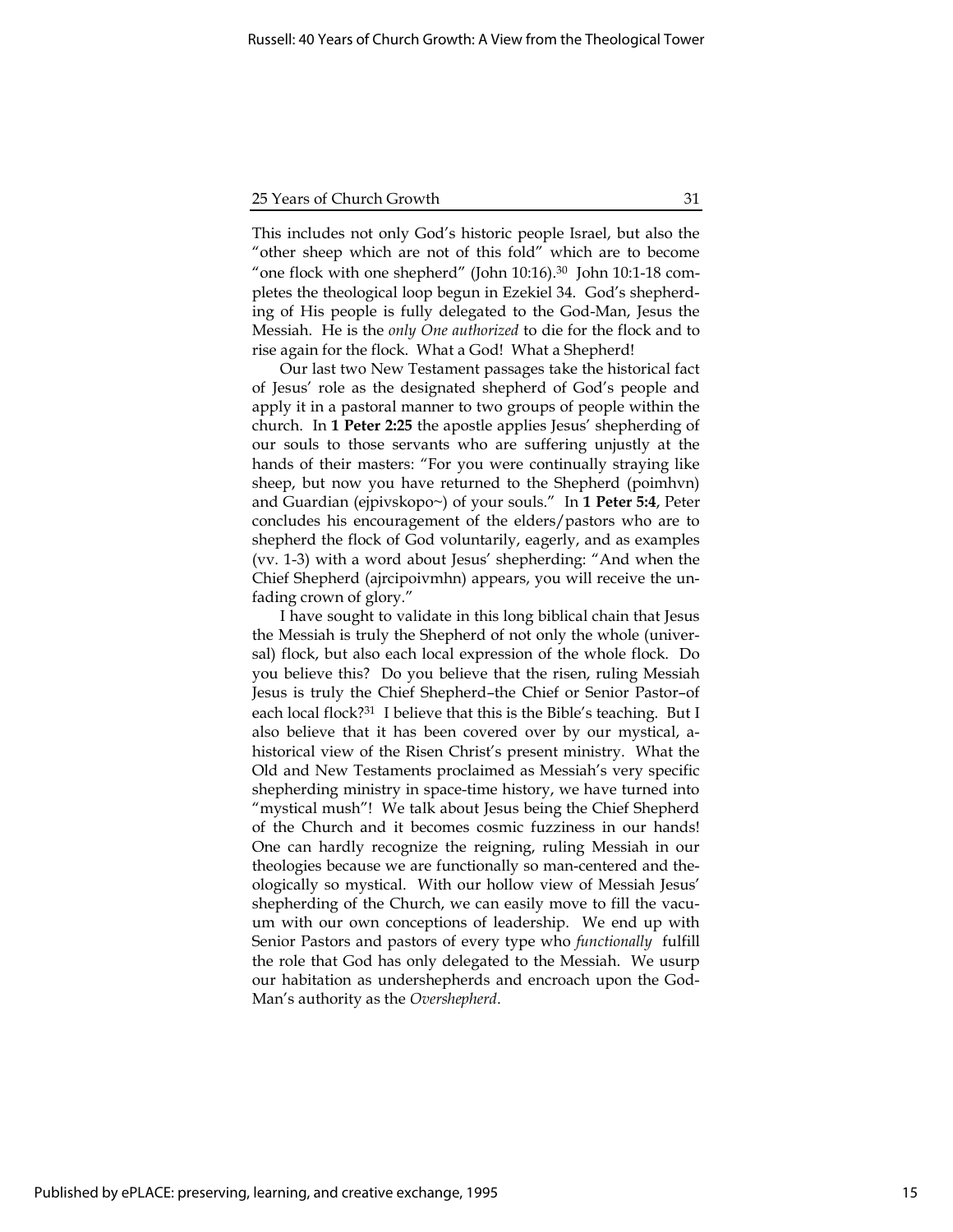This includes not only God's historic people Israel, but also the "other sheep which are not of this fold" which are to become "one flock with one shepherd" (John 10:16).[30] John 10:1-18 completes the theological loop begun in Ezekiel 34. God's shepherding of His people is fully delegated to the God-Man, Jesus the Messiah. He is the *only One authorized* to die for the flock and to rise again for the flock. What a God! What a Shepherd!

Our last two New Testament passages take the historical fact of Jesus' role as the designated shepherd of God's people and apply it in a pastoral manner to two groups of people within the church. In **1 Peter 2:25** the apostle applies Jesus' shepherding of our souls to those servants who are suffering unjustly at the hands of their masters: "For you were continually straying like sheep, but now you have returned to the Shepherd (poimhvn) and Guardian (ejpivskopo~) of your souls." In **1 Peter 5:4**, Peter concludes his encouragement of the elders/pastors who are to shepherd the flock of God voluntarily, eagerly, and as examples (vv. 1-3) with a word about Jesus' shepherding: "And when the Chief Shepherd (ajrcipoivmhn) appears, you will receive the unfading crown of glory."

I have sought to validate in this long biblical chain that Jesus the Messiah is truly the Shepherd of not only the whole (universal) flock, but also each local expression of the whole flock. Do you believe this? Do you believe that the risen, ruling Messiah Jesus is truly the Chief Shepherd–the Chief or Senior Pastor–of each local flock?[31] I believe that this is the Bible's teaching. But I also believe that it has been covered over by our mystical, a-historical view of the Risen Christ's present ministry. What the Old and New Testaments proclaimed as Messiah's very specific shepherding ministry in space-time history, we have turned into "mystical mush"! We talk about Jesus being the Chief Shepherd of the Church and it becomes cosmic fuzziness in our hands! One can hardly recognize the reigning, ruling Messiah in our theologies because we are functionally so man-centered and theologically so mystical. With our hollow view of Messiah Jesus' shepherding of the Church, we can easily move to fill the vacuum with our own conceptions of leadership. We end up with Senior Pastors and pastors of every type who *functionally* fulfill the role that God has only delegated to the Messiah. We usurp our habitation as undershepherds and encroach upon the God-Man's authority as the *Overshepherd*.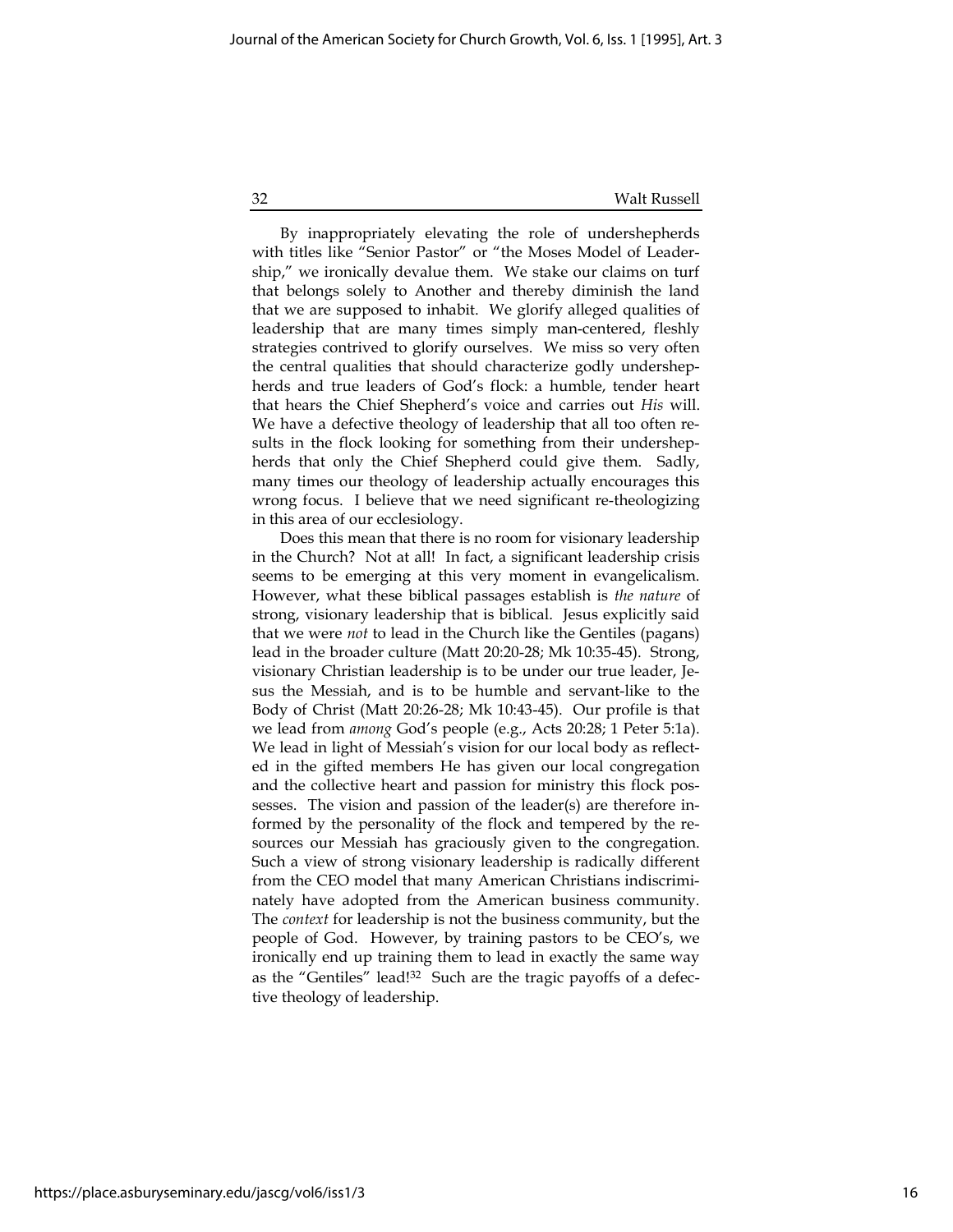By inappropriately elevating the role of undershepherds with titles like "Senior Pastor" or "the Moses Model of Leadership," we ironically devalue them. We stake our claims on turf that belongs solely to Another and thereby diminish the land that we are supposed to inhabit. We glorify alleged qualities of leadership that are many times simply man-centered, fleshly strategies contrived to glorify ourselves. We miss so very often the central qualities that should characterize godly undershepherds and true leaders of God's flock: a humble, tender heart that hears the Chief Shepherd's voice and carries out *His* will. We have a defective theology of leadership that all too often results in the flock looking for something from their undershepherds that only the Chief Shepherd could give them. Sadly, many times our theology of leadership actually encourages this wrong focus. I believe that we need significant re-theologizing in this area of our ecclesiology.

Does this mean that there is no room for visionary leadership in the Church? Not at all! In fact, a significant leadership crisis seems to be emerging at this very moment in evangelicalism. However, what these biblical passages establish is *the nature* of strong, visionary leadership that is biblical. Jesus explicitly said that we were *not* to lead in the Church like the Gentiles (pagans) lead in the broader culture (Matt 20:20-28; Mk 10:35-45). Strong, visionary Christian leadership is to be under our true leader, Jesus the Messiah, and is to be humble and servant-like to the Body of Christ (Matt 20:26-28; Mk 10:43-45). Our profile is that we lead from *among* God's people (e.g., Acts 20:28; 1 Peter 5:1a). We lead in light of Messiah's vision for our local body as reflected in the gifted members He has given our local congregation and the collective heart and passion for ministry this flock possesses. The vision and passion of the leader(s) are therefore informed by the personality of the flock and tempered by the resources our Messiah has graciously given to the congregation. Such a view of strong visionary leadership is radically different from the CEO model that many American Christians indiscriminately have adopted from the American business community. The *context* for leadership is not the business community, but the people of God. However, by training pastors to be CEO's, we ironically end up training them to lead in exactly the same way as the "Gentiles" lead![32] Such are the tragic payoffs of a defective theology of leadership.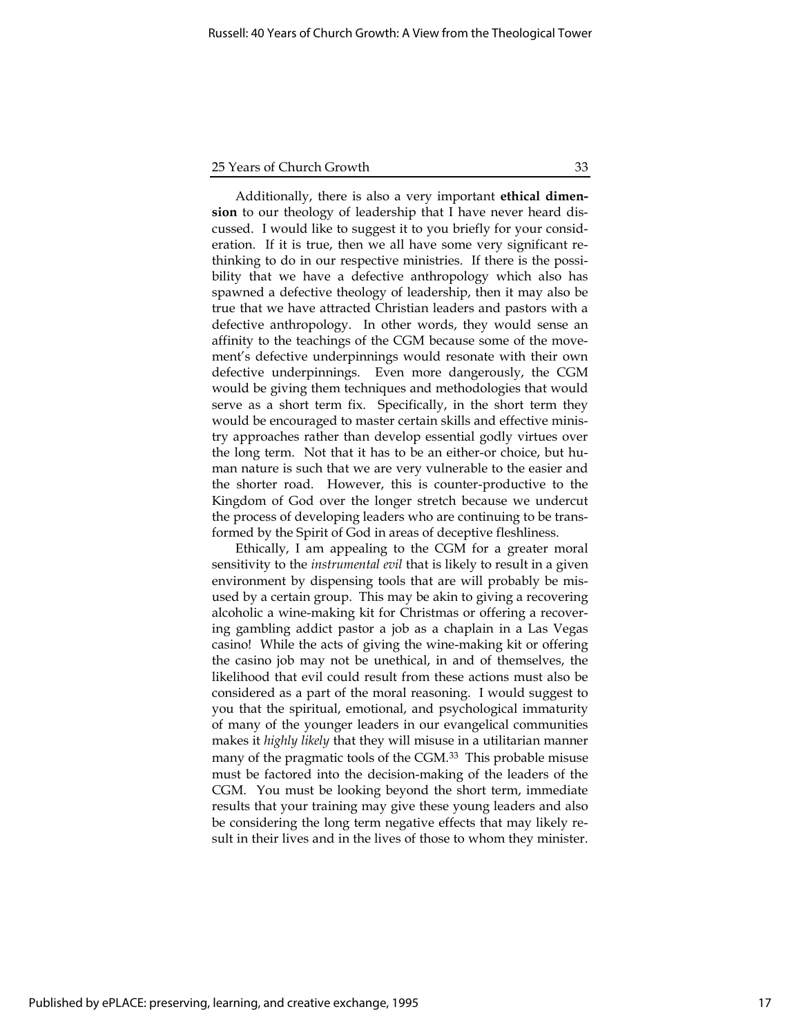Additionally, there is also a very important **ethical dimension** to our theology of leadership that I have never heard discussed. I would like to suggest it to you briefly for your consideration. If it is true, then we all have some very significant rethinking to do in our respective ministries. If there is the possibility that we have a defective anthropology which also has spawned a defective theology of leadership, then it may also be true that we have attracted Christian leaders and pastors with a defective anthropology. In other words, they would sense an affinity to the teachings of the CGM because some of the movement's defective underpinnings would resonate with their own defective underpinnings. Even more dangerously, the CGM would be giving them techniques and methodologies that would serve as a short term fix. Specifically, in the short term they would be encouraged to master certain skills and effective ministry approaches rather than develop essential godly virtues over the long term. Not that it has to be an either-or choice, but human nature is such that we are very vulnerable to the easier and the shorter road. However, this is counter-productive to the Kingdom of God over the longer stretch because we undercut the process of developing leaders who are continuing to be transformed by the Spirit of God in areas of deceptive fleshliness.

Ethically, I am appealing to the CGM for a greater moral sensitivity to the *instrumental evil* that is likely to result in a given environment by dispensing tools that are will probably be misused by a certain group. This may be akin to giving a recovering alcoholic a wine-making kit for Christmas or offering a recovering gambling addict pastor a job as a chaplain in a Las Vegas casino! While the acts of giving the wine-making kit or offering the casino job may not be unethical, in and of themselves, the likelihood that evil could result from these actions must also be considered as a part of the moral reasoning. I would suggest to you that the spiritual, emotional, and psychological immaturity of many of the younger leaders in our evangelical communities makes it *highly likely* that they will misuse in a utilitarian manner many of the pragmatic tools of the CGM.[33] This probable misuse must be factored into the decision-making of the leaders of the CGM. You must be looking beyond the short term, immediate results that your training may give these young leaders and also be considering the long term negative effects that may likely result in their lives and in the lives of those to whom they minister.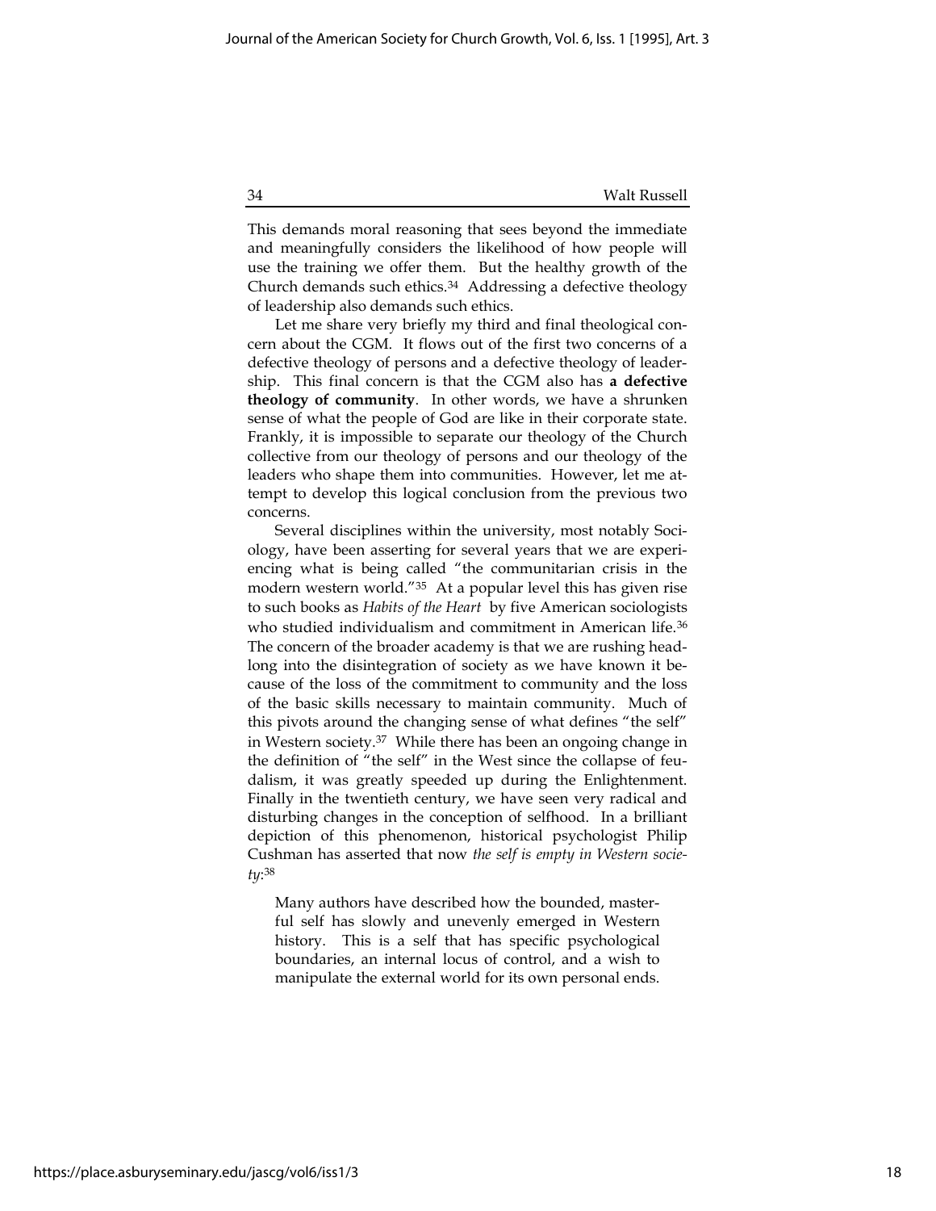This demands moral reasoning that sees beyond the immediate and meaningfully considers the likelihood of how people will use the training we offer them. But the healthy growth of the Church demands such ethics.[34] Addressing a defective theology of leadership also demands such ethics.

Let me share very briefly my third and final theological concern about the CGM. It flows out of the first two concerns of a defective theology of persons and a defective theology of leadership. This final concern is that the CGM also has **a defective theology of community**. In other words, we have a shrunken sense of what the people of God are like in their corporate state. Frankly, it is impossible to separate our theology of the Church collective from our theology of persons and our theology of the leaders who shape them into communities. However, let me attempt to develop this logical conclusion from the previous two concerns.

Several disciplines within the university, most notably Sociology, have been asserting for several years that we are experiencing what is being called "the communitarian crisis in the modern western world."[35] At a popular level this has given rise to such books as *Habits of the Heart* by five American sociologists who studied individualism and commitment in American life.[36] The concern of the broader academy is that we are rushing headlong into the disintegration of society as we have known it because of the loss of the commitment to community and the loss of the basic skills necessary to maintain community. Much of this pivots around the changing sense of what defines "the self" in Western society.[37] While there has been an ongoing change in the definition of "the self" in the West since the collapse of feudalism, it was greatly speeded up during the Enlightenment. Finally in the twentieth century, we have seen very radical and disturbing changes in the conception of selfhood. In a brilliant depiction of this phenomenon, historical psychologist Philip Cushman has asserted that now *the self is empty in Western society*:[38]

> Many authors have described how the bounded, masterful self has slowly and unevenly emerged in Western history. This is a self that has specific psychological boundaries, an internal locus of control, and a wish to manipulate the external world for its own personal ends.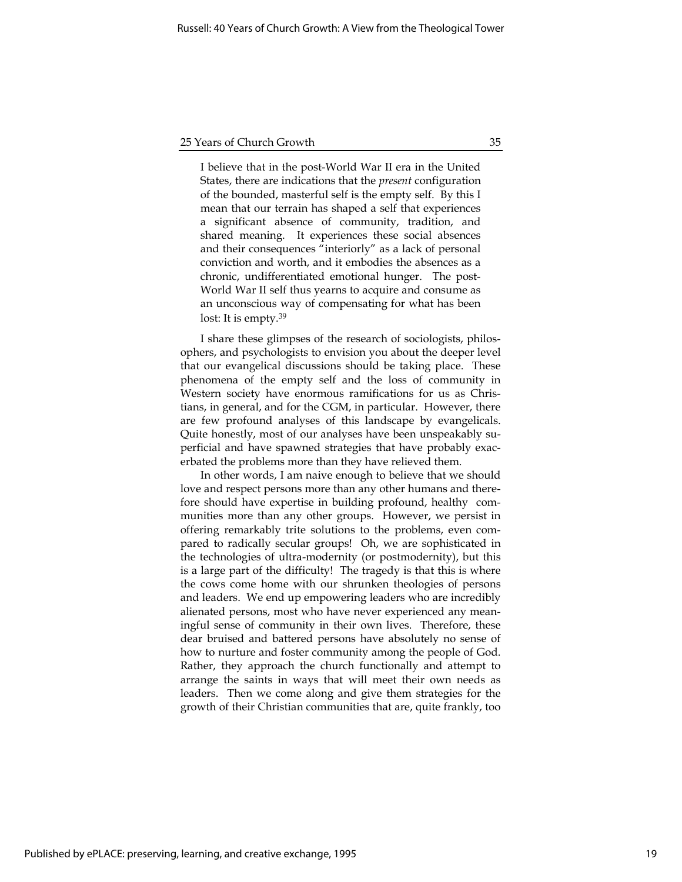I believe that in the post-World War II era in the United States, there are indications that the *present* configuration of the bounded, masterful self is the empty self. By this I mean that our terrain has shaped a self that experiences a significant absence of community, tradition, and shared meaning. It experiences these social absences and their consequences "interiorly" as a lack of personal conviction and worth, and it embodies the absences as a chronic, undifferentiated emotional hunger. The post-World War II self thus yearns to acquire and consume as an unconscious way of compensating for what has been lost: It is empty.[39]

I share these glimpses of the research of sociologists, philosophers, and psychologists to envision you about the deeper level that our evangelical discussions should be taking place. These phenomena of the empty self and the loss of community in Western society have enormous ramifications for us as Christians, in general, and for the CGM, in particular. However, there are few profound analyses of this landscape by evangelicals. Quite honestly, most of our analyses have been unspeakably superficial and have spawned strategies that have probably exacerbated the problems more than they have relieved them.

In other words, I am naive enough to believe that we should love and respect persons more than any other humans and therefore should have expertise in building profound, healthy communities more than any other groups. However, we persist in offering remarkably trite solutions to the problems, even compared to radically secular groups! Oh, we are sophisticated in the technologies of ultra-modernity (or postmodernity), but this is a large part of the difficulty! The tragedy is that this is where the cows come home with our shrunken theologies of persons and leaders. We end up empowering leaders who are incredibly alienated persons, most who have never experienced any meaningful sense of community in their own lives. Therefore, these dear bruised and battered persons have absolutely no sense of how to nurture and foster community among the people of God. Rather, they approach the church functionally and attempt to arrange the saints in ways that will meet their own needs as leaders. Then we come along and give them strategies for the growth of their Christian communities that are, quite frankly, too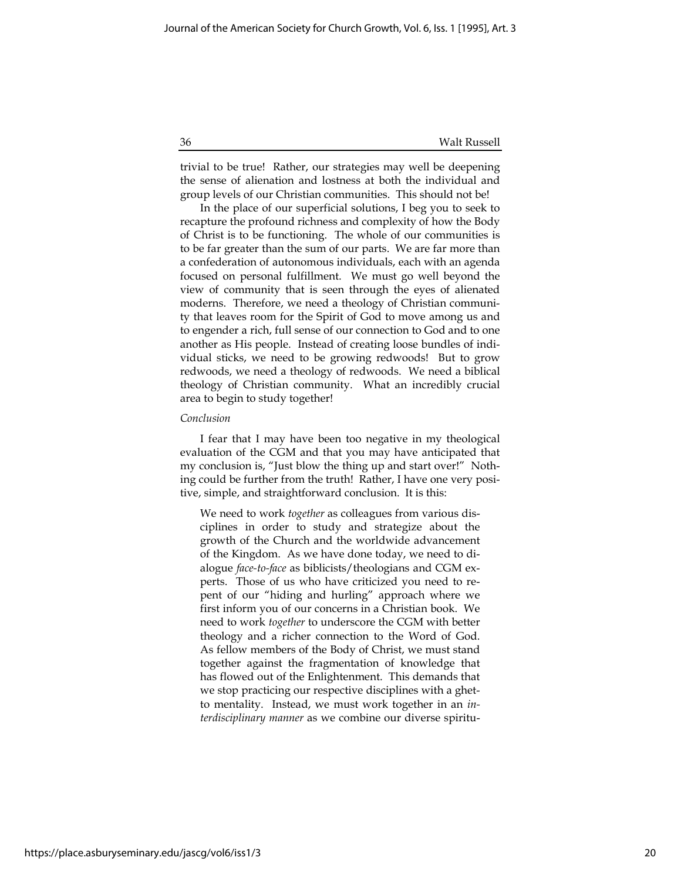trivial to be true! Rather, our strategies may well be deepening the sense of alienation and lostness at both the individual and group levels of our Christian communities. This should not be!

In the place of our superficial solutions, I beg you to seek to recapture the profound richness and complexity of how the Body of Christ is to be functioning. The whole of our communities is to be far greater than the sum of our parts. We are far more than a confederation of autonomous individuals, each with an agenda focused on personal fulfillment. We must go well beyond the view of community that is seen through the eyes of alienated moderns. Therefore, we need a theology of Christian community that leaves room for the Spirit of God to move among us and to engender a rich, full sense of our connection to God and to one another as His people. Instead of creating loose bundles of individual sticks, we need to be growing redwoods! But to grow redwoods, we need a theology of redwoods. We need a biblical theology of Christian community. What an incredibly crucial area to begin to study together!

*Conclusion*

I fear that I may have been too negative in my theological evaluation of the CGM and that you may have anticipated that my conclusion is, "Just blow the thing up and start over!" Nothing could be further from the truth! Rather, I have one very positive, simple, and straightforward conclusion. It is this:

> We need to work *together* as colleagues from various disciplines in order to study and strategize about the growth of the Church and the worldwide advancement of the Kingdom. As we have done today, we need to dialogue *face-to-face* as biblicists/theologians and CGM experts. Those of us who have criticized you need to repent of our "hiding and hurling" approach where we first inform you of our concerns in a Christian book. We need to work *together* to underscore the CGM with better theology and a richer connection to the Word of God. As fellow members of the Body of Christ, we must stand together against the fragmentation of knowledge that has flowed out of the Enlightenment. This demands that we stop practicing our respective disciplines with a ghetto mentality. Instead, we must work together in an *interdisciplinary manner* as we combine our diverse spiritu-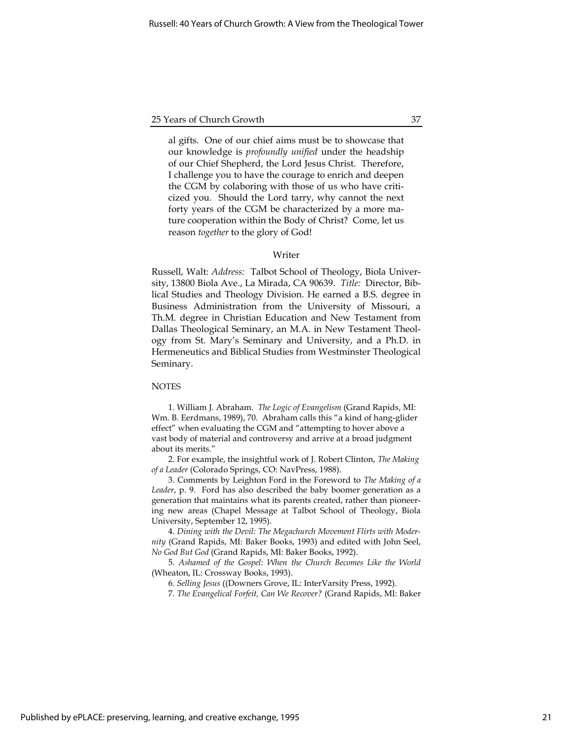al gifts. One of our chief aims must be to showcase that our knowledge is *profoundly unified* under the headship of our Chief Shepherd, the Lord Jesus Christ. Therefore, I challenge you to have the courage to enrich and deepen the CGM by colaboring with those of us who have criticized you. Should the Lord tarry, why cannot the next forty years of the CGM be characterized by a more mature cooperation within the Body of Christ? Come, let us reason *together* to the glory of God!

## Writer

Russell, Walt: *Address:* Talbot School of Theology, Biola University, 13800 Biola Ave., La Mirada, CA 90639. *Title:* Director, Biblical Studies and Theology Division. He earned a B.S. degree in Business Administration from the University of Missouri, a Th.M. degree in Christian Education and New Testament from Dallas Theological Seminary, an M.A. in New Testament Theology from St. Mary's Seminary and University, and a Ph.D. in Hermeneutics and Biblical Studies from Westminster Theological Seminary.

## NOTES

1. William J. Abraham. *The Logic of Evangelism* (Grand Rapids, MI: Wm. B. Eerdmans, 1989), 70. Abraham calls this "a kind of hang-glider effect" when evaluating the CGM and "attempting to hover above a vast body of material and controversy and arrive at a broad judgment about its merits."

2. For example, the insightful work of J. Robert Clinton, *The Making of a Leader* (Colorado Springs, CO: NavPress, 1988).

3. Comments by Leighton Ford in the Foreword to *The Making of a Leader*, p. 9. Ford has also described the baby boomer generation as a generation that maintains what its parents created, rather than pioneering new areas (Chapel Message at Talbot School of Theology, Biola University, September 12, 1995).

4. *Dining with the Devil: The Megachurch Movement Flirts with Modernity* (Grand Rapids, MI: Baker Books, 1993) and edited with John Seel, *No God But God* (Grand Rapids, MI: Baker Books, 1992).

5. *Ashamed of the Gospel: When the Church Becomes Like the World* (Wheaton, IL: Crossway Books, 1993).

6. *Selling Jesus* ((Downers Grove, IL: InterVarsity Press, 1992).

7. *The Evangelical Forfeit, Can We Recover?* (Grand Rapids, MI: Baker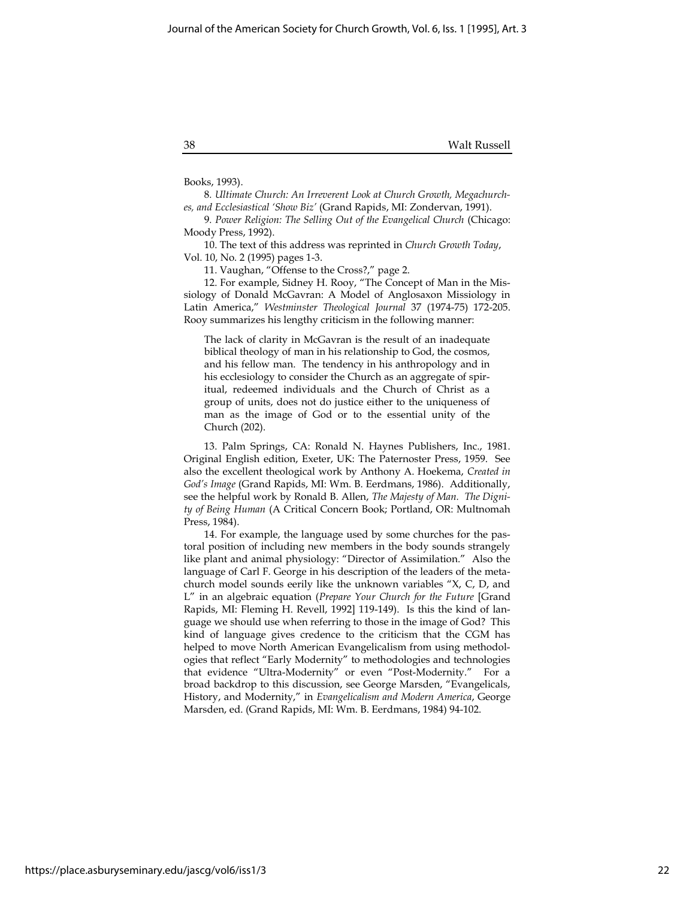Books, 1993).

8. *Ultimate Church: An Irreverent Look at Church Growth, Megachurches, and Ecclesiastical 'Show Biz'* (Grand Rapids, MI: Zondervan, 1991).

9. *Power Religion: The Selling Out of the Evangelical Church* (Chicago: Moody Press, 1992).

10. The text of this address was reprinted in *Church Growth Today*, Vol. 10, No. 2 (1995) pages 1-3.

11. Vaughan, "Offense to the Cross?," page 2.

12. For example, Sidney H. Rooy, "The Concept of Man in the Missiology of Donald McGavran: A Model of Anglosaxon Missiology in Latin America," *Westminster Theological Journal* 37 (1974-75) 172-205. Rooy summarizes his lengthy criticism in the following manner:

> The lack of clarity in McGavran is the result of an inadequate biblical theology of man in his relationship to God, the cosmos, and his fellow man. The tendency in his anthropology and in his ecclesiology to consider the Church as an aggregate of spiritual, redeemed individuals and the Church of Christ as a group of units, does not do justice either to the uniqueness of man as the image of God or to the essential unity of the Church (202).

13. Palm Springs, CA: Ronald N. Haynes Publishers, Inc., 1981. Original English edition, Exeter, UK: The Paternoster Press, 1959. See also the excellent theological work by Anthony A. Hoekema, *Created in God's Image* (Grand Rapids, MI: Wm. B. Eerdmans, 1986). Additionally, see the helpful work by Ronald B. Allen, *The Majesty of Man. The Dignity of Being Human* (A Critical Concern Book; Portland, OR: Multnomah Press, 1984).

14. For example, the language used by some churches for the pastoral position of including new members in the body sounds strangely like plant and animal physiology: "Director of Assimilation." Also the language of Carl F. George in his description of the leaders of the metachurch model sounds eerily like the unknown variables "X, C, D, and L" in an algebraic equation (*Prepare Your Church for the Future* [Grand Rapids, MI: Fleming H. Revell, 1992] 119-149). Is this the kind of language we should use when referring to those in the image of God? This kind of language gives credence to the criticism that the CGM has helped to move North American Evangelicalism from using methodologies that reflect "Early Modernity" to methodologies and technologies that evidence "Ultra-Modernity" or even "Post-Modernity." For a broad backdrop to this discussion, see George Marsden, "Evangelicals, History, and Modernity," in *Evangelicalism and Modern America*, George Marsden, ed. (Grand Rapids, MI: Wm. B. Eerdmans, 1984) 94-102.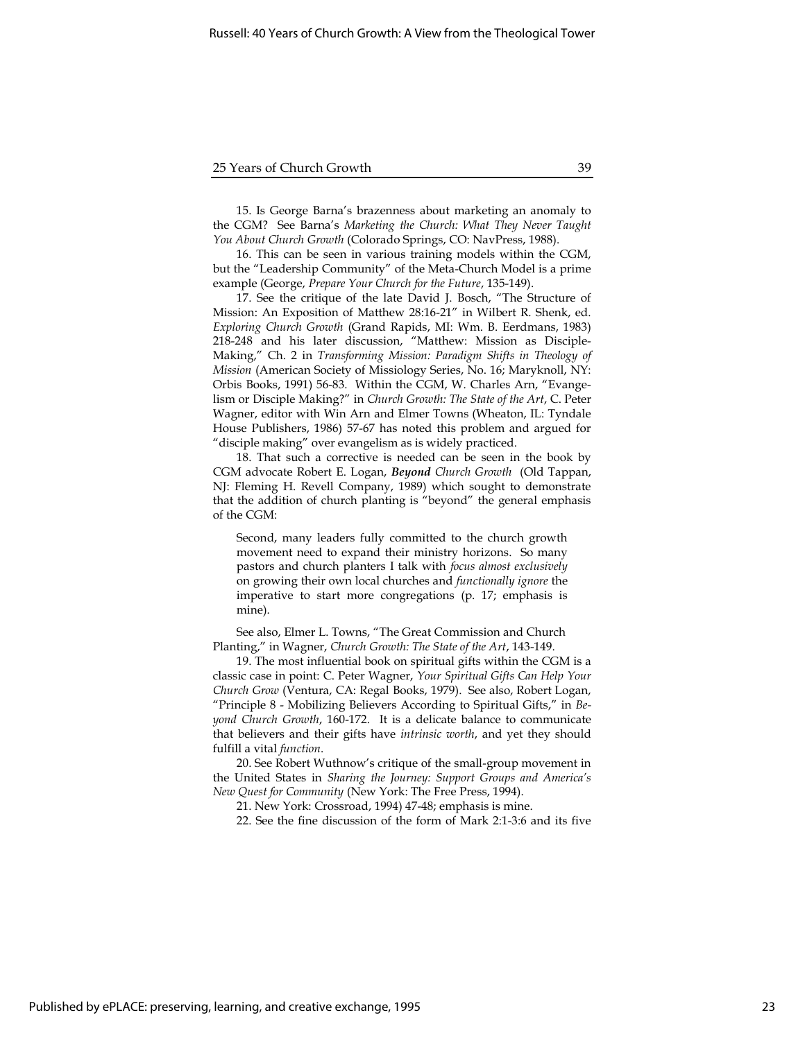15. Is George Barna's brazenness about marketing an anomaly to the CGM? See Barna's *Marketing the Church: What They Never Taught You About Church Growth* (Colorado Springs, CO: NavPress, 1988).

16. This can be seen in various training models within the CGM, but the "Leadership Community" of the Meta-Church Model is a prime example (George, *Prepare Your Church for the Future*, 135-149).

17. See the critique of the late David J. Bosch, "The Structure of Mission: An Exposition of Matthew 28:16-21" in Wilbert R. Shenk, ed. *Exploring Church Growth* (Grand Rapids, MI: Wm. B. Eerdmans, 1983) 218-248 and his later discussion, "Matthew: Mission as Disciple-Making," Ch. 2 in *Transforming Mission: Paradigm Shifts in Theology of Mission* (American Society of Missiology Series, No. 16; Maryknoll, NY: Orbis Books, 1991) 56-83. Within the CGM, W. Charles Arn, "Evangelism or Disciple Making?" in *Church Growth: The State of the Art*, C. Peter Wagner, editor with Win Arn and Elmer Towns (Wheaton, IL: Tyndale House Publishers, 1986) 57-67 has noted this problem and argued for "disciple making" over evangelism as is widely practiced.

18. That such a corrective is needed can be seen in the book by CGM advocate Robert E. Logan, ***Beyond** Church Growth* (Old Tappan, NJ: Fleming H. Revell Company, 1989) which sought to demonstrate that the addition of church planting is "beyond" the general emphasis of the CGM:

> Second, many leaders fully committed to the church growth movement need to expand their ministry horizons. So many pastors and church planters I talk with *focus almost exclusively* on growing their own local churches and *functionally ignore* the imperative to start more congregations (p. 17; emphasis is mine).

See also, Elmer L. Towns, "The Great Commission and Church Planting," in Wagner, *Church Growth: The State of the Art*, 143-149.

19. The most influential book on spiritual gifts within the CGM is a classic case in point: C. Peter Wagner, *Your Spiritual Gifts Can Help Your Church Grow* (Ventura, CA: Regal Books, 1979). See also, Robert Logan, "Principle 8 - Mobilizing Believers According to Spiritual Gifts," in *Beyond Church Growth*, 160-172. It is a delicate balance to communicate that believers and their gifts have *intrinsic worth*, and yet they should fulfill a vital *function*.

20. See Robert Wuthnow's critique of the small-group movement in the United States in *Sharing the Journey: Support Groups and America's New Quest for Community* (New York: The Free Press, 1994).

21. New York: Crossroad, 1994) 47-48; emphasis is mine.

22. See the fine discussion of the form of Mark 2:1-3:6 and its five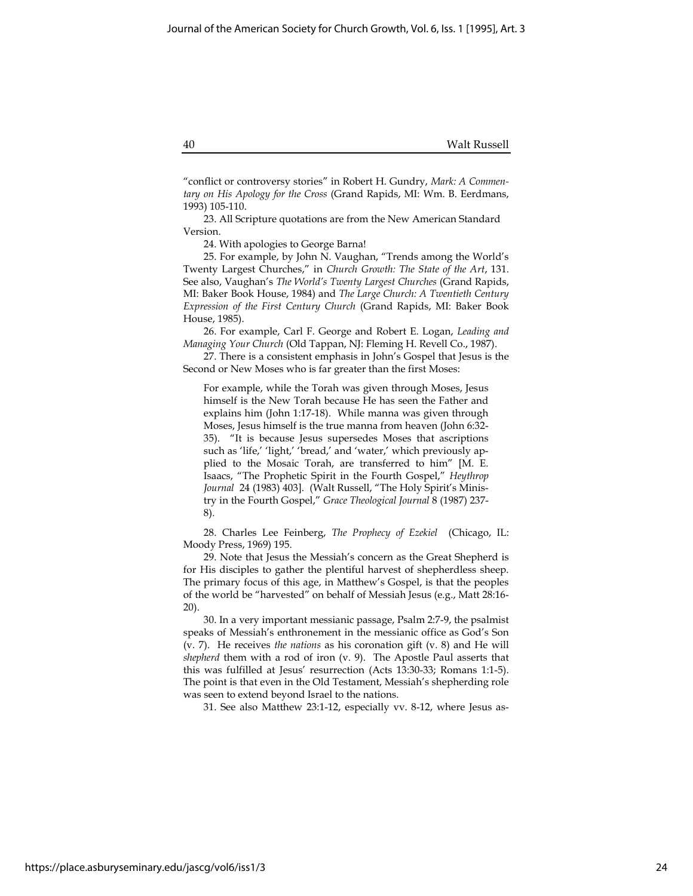"conflict or controversy stories" in Robert H. Gundry, *Mark: A Commentary on His Apology for the Cross* (Grand Rapids, MI: Wm. B. Eerdmans, 1993) 105-110.

23. All Scripture quotations are from the New American Standard Version.

24. With apologies to George Barna!

25. For example, by John N. Vaughan, "Trends among the World's Twenty Largest Churches," in *Church Growth: The State of the Art*, 131. See also, Vaughan's *The World's Twenty Largest Churches* (Grand Rapids, MI: Baker Book House, 1984) and *The Large Church: A Twentieth Century Expression of the First Century Church* (Grand Rapids, MI: Baker Book House, 1985).

26. For example, Carl F. George and Robert E. Logan, *Leading and Managing Your Church* (Old Tappan, NJ: Fleming H. Revell Co., 1987).

27. There is a consistent emphasis in John's Gospel that Jesus is the Second or New Moses who is far greater than the first Moses:

> For example, while the Torah was given through Moses, Jesus himself is the New Torah because He has seen the Father and explains him (John 1:17-18). While manna was given through Moses, Jesus himself is the true manna from heaven (John 6:32-35). "It is because Jesus supersedes Moses that ascriptions such as 'life,' 'light,' 'bread,' and 'water,' which previously applied to the Mosaic Torah, are transferred to him" [M. E. Isaacs, "The Prophetic Spirit in the Fourth Gospel," *Heythrop Journal* 24 (1983) 403]. (Walt Russell, "The Holy Spirit's Ministry in the Fourth Gospel," *Grace Theological Journal* 8 (1987) 237-8).

28. Charles Lee Feinberg, *The Prophecy of Ezekiel* (Chicago, IL: Moody Press, 1969) 195.

29. Note that Jesus the Messiah's concern as the Great Shepherd is for His disciples to gather the plentiful harvest of shepherdless sheep. The primary focus of this age, in Matthew's Gospel, is that the peoples of the world be "harvested" on behalf of Messiah Jesus (e.g., Matt 28:16-20).

30. In a very important messianic passage, Psalm 2:7-9, the psalmist speaks of Messiah's enthronement in the messianic office as God's Son (v. 7). He receives *the nations* as his coronation gift (v. 8) and He will *shepherd* them with a rod of iron (v. 9). The Apostle Paul asserts that this was fulfilled at Jesus' resurrection (Acts 13:30-33; Romans 1:1-5). The point is that even in the Old Testament, Messiah's shepherding role was seen to extend beyond Israel to the nations.

31. See also Matthew 23:1-12, especially vv. 8-12, where Jesus as-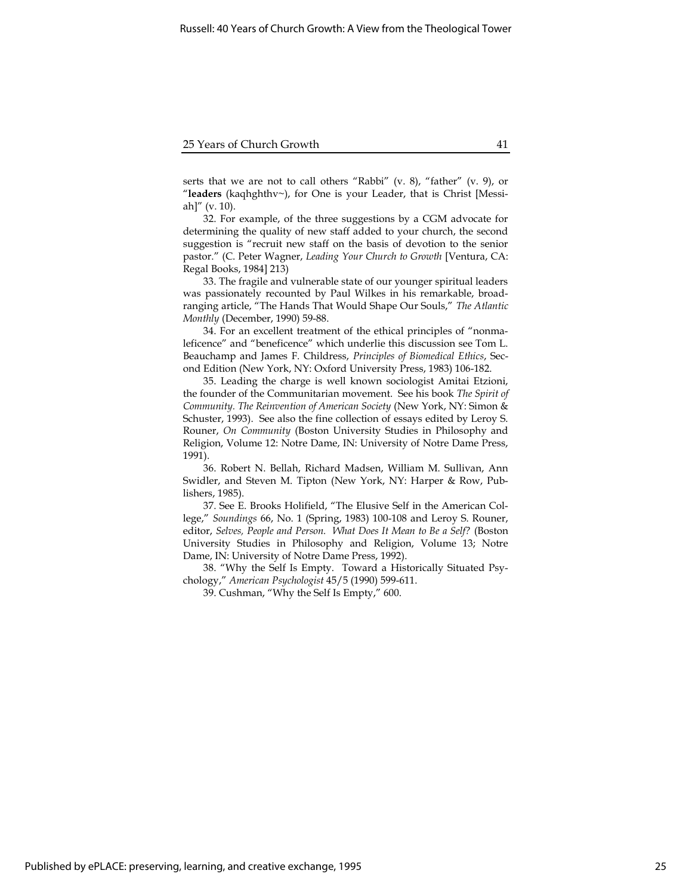serts that we are not to call others "Rabbi" (v. 8), "father" (v. 9), or "**leaders** (kaqhghthv~), for One is your Leader, that is Christ [Messiah]" (v. 10).

32. For example, of the three suggestions by a CGM advocate for determining the quality of new staff added to your church, the second suggestion is "recruit new staff on the basis of devotion to the senior pastor." (C. Peter Wagner, *Leading Your Church to Growth* [Ventura, CA: Regal Books, 1984] 213)

33. The fragile and vulnerable state of our younger spiritual leaders was passionately recounted by Paul Wilkes in his remarkable, broad-ranging article, "The Hands That Would Shape Our Souls," *The Atlantic Monthly* (December, 1990) 59-88.

34. For an excellent treatment of the ethical principles of "nonmaleficence" and "beneficence" which underlie this discussion see Tom L. Beauchamp and James F. Childress, *Principles of Biomedical Ethics*, Second Edition (New York, NY: Oxford University Press, 1983) 106-182.

35. Leading the charge is well known sociologist Amitai Etzioni, the founder of the Communitarian movement. See his book *The Spirit of Community. The Reinvention of American Society* (New York, NY: Simon & Schuster, 1993). See also the fine collection of essays edited by Leroy S. Rouner, *On Community* (Boston University Studies in Philosophy and Religion, Volume 12: Notre Dame, IN: University of Notre Dame Press, 1991).

36. Robert N. Bellah, Richard Madsen, William M. Sullivan, Ann Swidler, and Steven M. Tipton (New York, NY: Harper & Row, Publishers, 1985).

37. See E. Brooks Holifield, "The Elusive Self in the American College," *Soundings* 66, No. 1 (Spring, 1983) 100-108 and Leroy S. Rouner, editor, *Selves, People and Person. What Does It Mean to Be a Self?* (Boston University Studies in Philosophy and Religion, Volume 13; Notre Dame, IN: University of Notre Dame Press, 1992).

38. "Why the Self Is Empty. Toward a Historically Situated Psychology," *American Psychologist* 45/5 (1990) 599-611.

39. Cushman, "Why the Self Is Empty," 600.